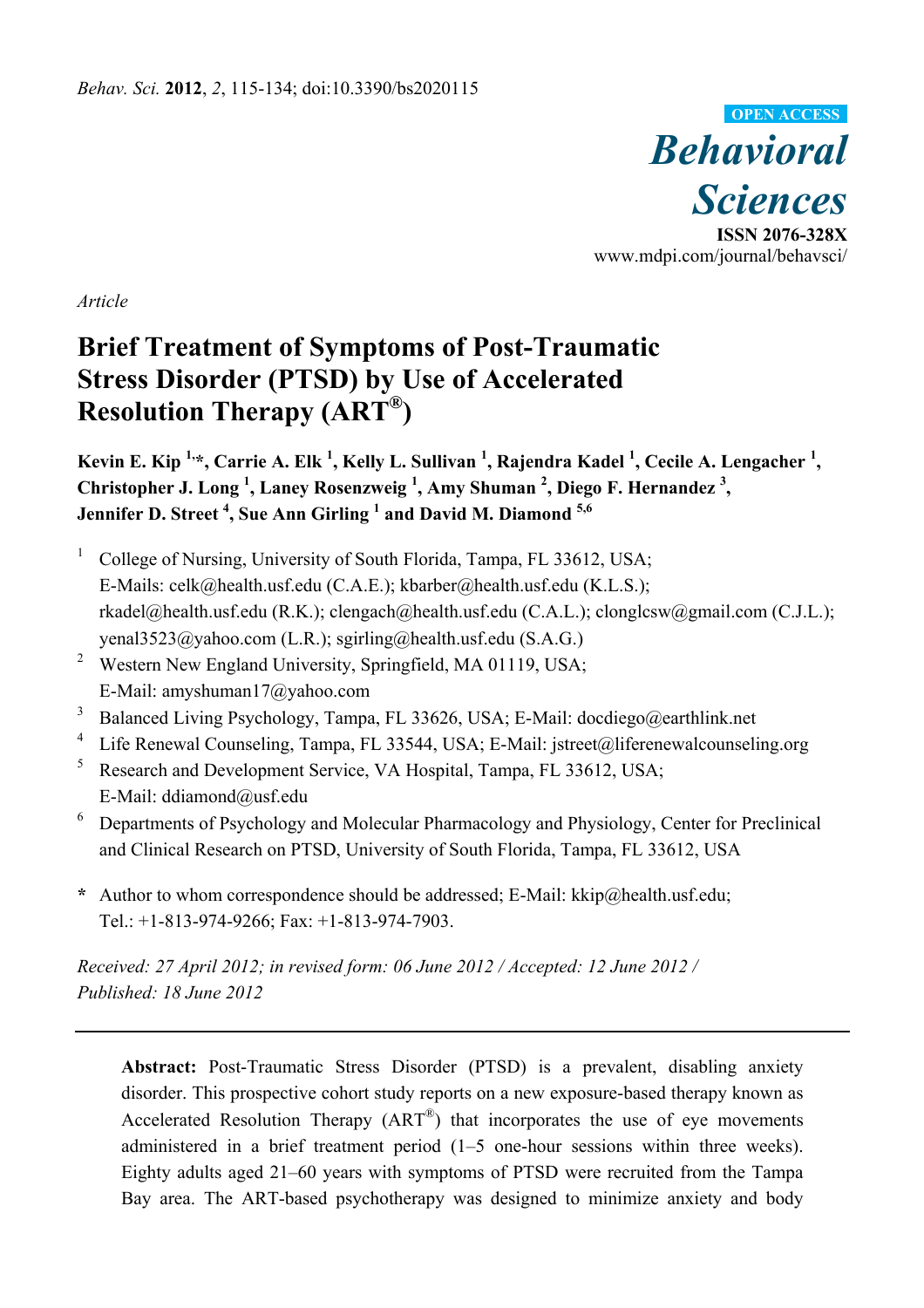*Article*

# Brief Treatment of Symptoms of Post-Traumatic Stress Disorder (PTSD) by Use of Accelerated Resolution Therapy (ART®)

**Kevin E. Kip [1,*], Carrie A. Elk [1], Kelly L. Sullivan [1], Rajendra Kadel [1], Cecile A. Lengacher [1], Christopher J. Long [1], Laney Rosenzweig [1], Amy Shuman [2], Diego F. Hernandez [3], Jennifer D. Street [4], Sue Ann Girling [1] and David M. Diamond [5,6]**

[1] College of Nursing, University of South Florida, Tampa, FL 33612, USA; E-Mails: celk@health.usf.edu (C.A.E.); kbarber@health.usf.edu (K.L.S.); rkadel@health.usf.edu (R.K.); clengach@health.usf.edu (C.A.L.); clonglcsw@gmail.com (C.J.L.); yenal3523@yahoo.com (L.R.); sgirling@health.usf.edu (S.A.G.)

[2] Western New England University, Springfield, MA 01119, USA; E-Mail: amyshuman17@yahoo.com

[3] Balanced Living Psychology, Tampa, FL 33626, USA; E-Mail: docdiego@earthlink.net

[4] Life Renewal Counseling, Tampa, FL 33544, USA; E-Mail: jstreet@liferenewalcounseling.org

[5] Research and Development Service, VA Hospital, Tampa, FL 33612, USA; E-Mail: ddiamond@usf.edu

[6] Departments of Psychology and Molecular Pharmacology and Physiology, Center for Preclinical and Clinical Research on PTSD, University of South Florida, Tampa, FL 33612, USA

\* Author to whom correspondence should be addressed; E-Mail: kkip@health.usf.edu; Tel.: +1-813-974-9266; Fax: +1-813-974-7903.

*Received: 27 April 2012; in revised form: 06 June 2012 / Accepted: 12 June 2012 / Published: 18 June 2012*

---

**Abstract:** Post-Traumatic Stress Disorder (PTSD) is a prevalent, disabling anxiety disorder. This prospective cohort study reports on a new exposure-based therapy known as Accelerated Resolution Therapy (ART®) that incorporates the use of eye movements administered in a brief treatment period (1–5 one-hour sessions within three weeks). Eighty adults aged 21–60 years with symptoms of PTSD were recruited from the Tampa Bay area. The ART-based psychotherapy was designed to minimize anxiety and body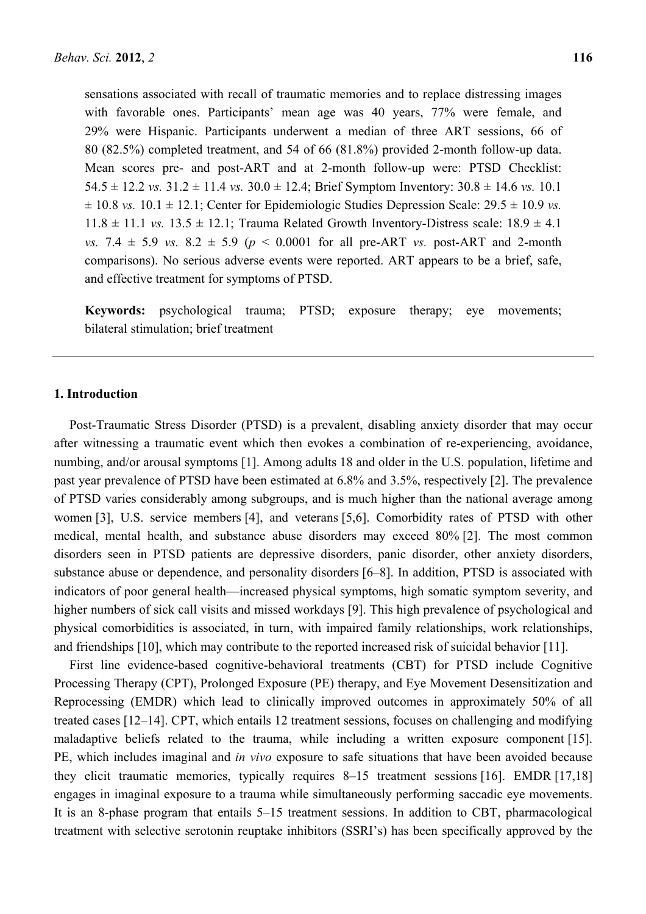sensations associated with recall of traumatic memories and to replace distressing images with favorable ones. Participants' mean age was 40 years, 77% were female, and 29% were Hispanic. Participants underwent a median of three ART sessions, 66 of 80 (82.5%) completed treatment, and 54 of 66 (81.8%) provided 2-month follow-up data. Mean scores pre- and post-ART and at 2-month follow-up were: PTSD Checklist: 54.5 ± 12.2 *vs.* 31.2 ± 11.4 *vs.* 30.0 ± 12.4; Brief Symptom Inventory: 30.8 ± 14.6 *vs.* 10.1 ± 10.8 *vs.* 10.1 ± 12.1; Center for Epidemiologic Studies Depression Scale: 29.5 ± 10.9 *vs.* 11.8 ± 11.1 *vs.* 13.5 ± 12.1; Trauma Related Growth Inventory-Distress scale: 18.9 ± 4.1 *vs.* 7.4 ± 5.9 *vs.* 8.2 ± 5.9 ($p < 0.0001$ for all pre-ART *vs.* post-ART and 2-month comparisons). No serious adverse events were reported. ART appears to be a brief, safe, and effective treatment for symptoms of PTSD.

**Keywords:** psychological trauma; PTSD; exposure therapy; eye movements; bilateral stimulation; brief treatment

## 1. Introduction

Post-Traumatic Stress Disorder (PTSD) is a prevalent, disabling anxiety disorder that may occur after witnessing a traumatic event which then evokes a combination of re-experiencing, avoidance, numbing, and/or arousal symptoms [1]. Among adults 18 and older in the U.S. population, lifetime and past year prevalence of PTSD have been estimated at 6.8% and 3.5%, respectively [2]. The prevalence of PTSD varies considerably among subgroups, and is much higher than the national average among women [3], U.S. service members [4], and veterans [5,6]. Comorbidity rates of PTSD with other medical, mental health, and substance abuse disorders may exceed 80% [2]. The most common disorders seen in PTSD patients are depressive disorders, panic disorder, other anxiety disorders, substance abuse or dependence, and personality disorders [6–8]. In addition, PTSD is associated with indicators of poor general health—increased physical symptoms, high somatic symptom severity, and higher numbers of sick call visits and missed workdays [9]. This high prevalence of psychological and physical comorbidities is associated, in turn, with impaired family relationships, work relationships, and friendships [10], which may contribute to the reported increased risk of suicidal behavior [11].

First line evidence-based cognitive-behavioral treatments (CBT) for PTSD include Cognitive Processing Therapy (CPT), Prolonged Exposure (PE) therapy, and Eye Movement Desensitization and Reprocessing (EMDR) which lead to clinically improved outcomes in approximately 50% of all treated cases [12–14]. CPT, which entails 12 treatment sessions, focuses on challenging and modifying maladaptive beliefs related to the trauma, while including a written exposure component [15]. PE, which includes imaginal and *in vivo* exposure to safe situations that have been avoided because they elicit traumatic memories, typically requires 8–15 treatment sessions [16]. EMDR [17,18] engages in imaginal exposure to a trauma while simultaneously performing saccadic eye movements. It is an 8-phase program that entails 5–15 treatment sessions. In addition to CBT, pharmacological treatment with selective serotonin reuptake inhibitors (SSRI's) has been specifically approved by the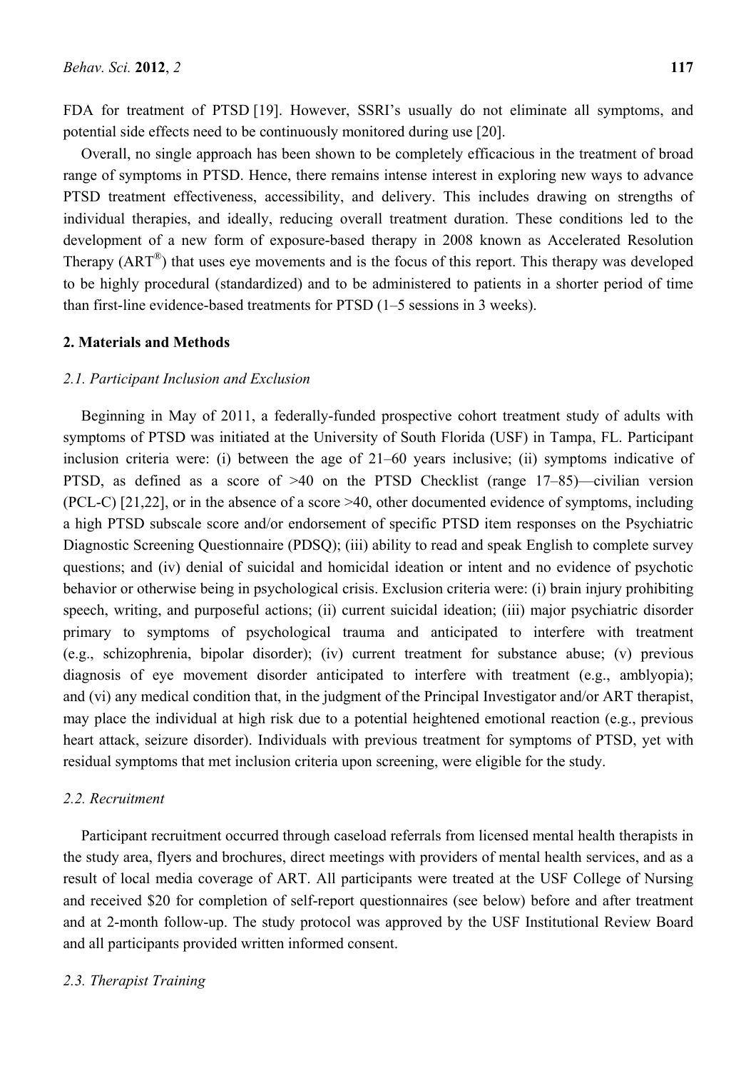FDA for treatment of PTSD [19]. However, SSRI's usually do not eliminate all symptoms, and potential side effects need to be continuously monitored during use [20].

Overall, no single approach has been shown to be completely efficacious in the treatment of broad range of symptoms in PTSD. Hence, there remains intense interest in exploring new ways to advance PTSD treatment effectiveness, accessibility, and delivery. This includes drawing on strengths of individual therapies, and ideally, reducing overall treatment duration. These conditions led to the development of a new form of exposure-based therapy in 2008 known as Accelerated Resolution Therapy (ART®) that uses eye movements and is the focus of this report. This therapy was developed to be highly procedural (standardized) and to be administered to patients in a shorter period of time than first-line evidence-based treatments for PTSD (1–5 sessions in 3 weeks).

## 2. Materials and Methods

### *2.1. Participant Inclusion and Exclusion*

Beginning in May of 2011, a federally-funded prospective cohort treatment study of adults with symptoms of PTSD was initiated at the University of South Florida (USF) in Tampa, FL. Participant inclusion criteria were: (i) between the age of 21–60 years inclusive; (ii) symptoms indicative of PTSD, as defined as a score of >40 on the PTSD Checklist (range 17–85)—civilian version (PCL-C) [21,22], or in the absence of a score >40, other documented evidence of symptoms, including a high PTSD subscale score and/or endorsement of specific PTSD item responses on the Psychiatric Diagnostic Screening Questionnaire (PDSQ); (iii) ability to read and speak English to complete survey questions; and (iv) denial of suicidal and homicidal ideation or intent and no evidence of psychotic behavior or otherwise being in psychological crisis. Exclusion criteria were: (i) brain injury prohibiting speech, writing, and purposeful actions; (ii) current suicidal ideation; (iii) major psychiatric disorder primary to symptoms of psychological trauma and anticipated to interfere with treatment (e.g., schizophrenia, bipolar disorder); (iv) current treatment for substance abuse; (v) previous diagnosis of eye movement disorder anticipated to interfere with treatment (e.g., amblyopia); and (vi) any medical condition that, in the judgment of the Principal Investigator and/or ART therapist, may place the individual at high risk due to a potential heightened emotional reaction (e.g., previous heart attack, seizure disorder). Individuals with previous treatment for symptoms of PTSD, yet with residual symptoms that met inclusion criteria upon screening, were eligible for the study.

### *2.2. Recruitment*

Participant recruitment occurred through caseload referrals from licensed mental health therapists in the study area, flyers and brochures, direct meetings with providers of mental health services, and as a result of local media coverage of ART. All participants were treated at the USF College of Nursing and received $20 for completion of self-report questionnaires (see below) before and after treatment and at 2-month follow-up. The study protocol was approved by the USF Institutional Review Board and all participants provided written informed consent.

### *2.3. Therapist Training*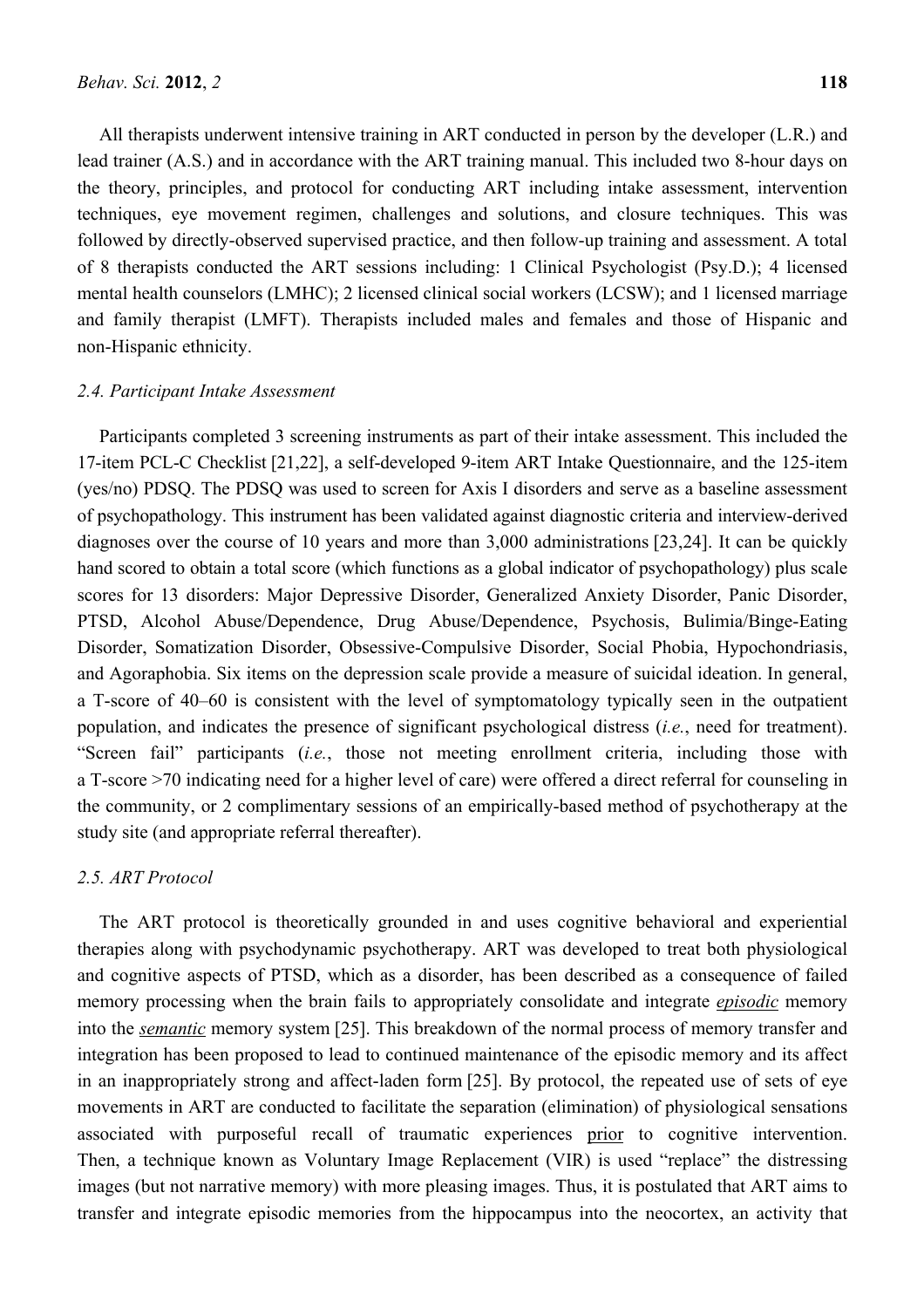All therapists underwent intensive training in ART conducted in person by the developer (L.R.) and lead trainer (A.S.) and in accordance with the ART training manual. This included two 8-hour days on the theory, principles, and protocol for conducting ART including intake assessment, intervention techniques, eye movement regimen, challenges and solutions, and closure techniques. This was followed by directly-observed supervised practice, and then follow-up training and assessment. A total of 8 therapists conducted the ART sessions including: 1 Clinical Psychologist (Psy.D.); 4 licensed mental health counselors (LMHC); 2 licensed clinical social workers (LCSW); and 1 licensed marriage and family therapist (LMFT). Therapists included males and females and those of Hispanic and non-Hispanic ethnicity.

### *2.4. Participant Intake Assessment*

Participants completed 3 screening instruments as part of their intake assessment. This included the 17-item PCL-C Checklist [21,22], a self-developed 9-item ART Intake Questionnaire, and the 125-item (yes/no) PDSQ. The PDSQ was used to screen for Axis I disorders and serve as a baseline assessment of psychopathology. This instrument has been validated against diagnostic criteria and interview-derived diagnoses over the course of 10 years and more than 3,000 administrations [23,24]. It can be quickly hand scored to obtain a total score (which functions as a global indicator of psychopathology) plus scale scores for 13 disorders: Major Depressive Disorder, Generalized Anxiety Disorder, Panic Disorder, PTSD, Alcohol Abuse/Dependence, Drug Abuse/Dependence, Psychosis, Bulimia/Binge-Eating Disorder, Somatization Disorder, Obsessive-Compulsive Disorder, Social Phobia, Hypochondriasis, and Agoraphobia. Six items on the depression scale provide a measure of suicidal ideation. In general, a T-score of 40–60 is consistent with the level of symptomatology typically seen in the outpatient population, and indicates the presence of significant psychological distress (*i.e.*, need for treatment). "Screen fail" participants (*i.e.*, those not meeting enrollment criteria, including those with a T-score >70 indicating need for a higher level of care) were offered a direct referral for counseling in the community, or 2 complimentary sessions of an empirically-based method of psychotherapy at the study site (and appropriate referral thereafter).

### *2.5. ART Protocol*

The ART protocol is theoretically grounded in and uses cognitive behavioral and experiential therapies along with psychodynamic psychotherapy. ART was developed to treat both physiological and cognitive aspects of PTSD, which as a disorder, has been described as a consequence of failed memory processing when the brain fails to appropriately consolidate and integrate ***episodic*** memory into the ***semantic*** memory system [25]. This breakdown of the normal process of memory transfer and integration has been proposed to lead to continued maintenance of the episodic memory and its affect in an inappropriately strong and affect-laden form [25]. By protocol, the repeated use of sets of eye movements in ART are conducted to facilitate the separation (elimination) of physiological sensations associated with purposeful recall of traumatic experiences prior to cognitive intervention. Then, a technique known as Voluntary Image Replacement (VIR) is used "replace" the distressing images (but not narrative memory) with more pleasing images. Thus, it is postulated that ART aims to transfer and integrate episodic memories from the hippocampus into the neocortex, an activity that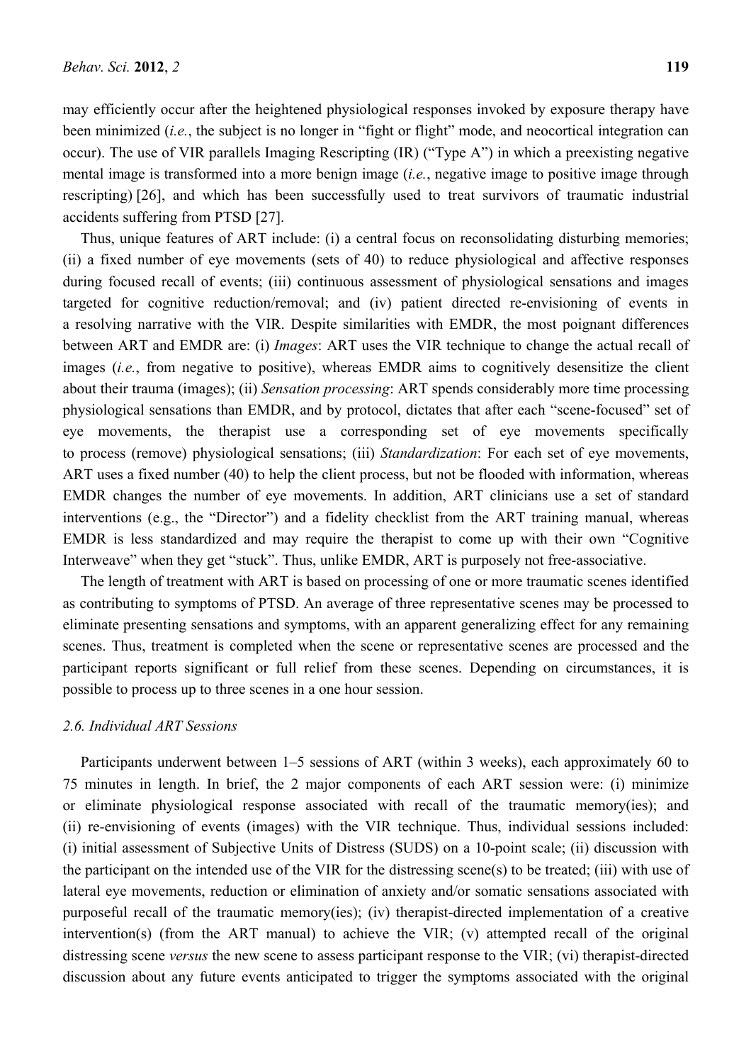may efficiently occur after the heightened physiological responses invoked by exposure therapy have been minimized (*i.e.*, the subject is no longer in "fight or flight" mode, and neocortical integration can occur). The use of VIR parallels Imaging Rescripting (IR) ("Type A") in which a preexisting negative mental image is transformed into a more benign image (*i.e.*, negative image to positive image through rescripting) [26], and which has been successfully used to treat survivors of traumatic industrial accidents suffering from PTSD [27].

Thus, unique features of ART include: (i) a central focus on reconsolidating disturbing memories; (ii) a fixed number of eye movements (sets of 40) to reduce physiological and affective responses during focused recall of events; (iii) continuous assessment of physiological sensations and images targeted for cognitive reduction/removal; and (iv) patient directed re-envisioning of events in a resolving narrative with the VIR. Despite similarities with EMDR, the most poignant differences between ART and EMDR are: (i) *Images*: ART uses the VIR technique to change the actual recall of images (*i.e.*, from negative to positive), whereas EMDR aims to cognitively desensitize the client about their trauma (images); (ii) *Sensation processing*: ART spends considerably more time processing physiological sensations than EMDR, and by protocol, dictates that after each "scene-focused" set of eye movements, the therapist use a corresponding set of eye movements specifically to process (remove) physiological sensations; (iii) *Standardization*: For each set of eye movements, ART uses a fixed number (40) to help the client process, but not be flooded with information, whereas EMDR changes the number of eye movements. In addition, ART clinicians use a set of standard interventions (e.g., the "Director") and a fidelity checklist from the ART training manual, whereas EMDR is less standardized and may require the therapist to come up with their own "Cognitive Interweave" when they get "stuck". Thus, unlike EMDR, ART is purposely not free-associative.

The length of treatment with ART is based on processing of one or more traumatic scenes identified as contributing to symptoms of PTSD. An average of three representative scenes may be processed to eliminate presenting sensations and symptoms, with an apparent generalizing effect for any remaining scenes. Thus, treatment is completed when the scene or representative scenes are processed and the participant reports significant or full relief from these scenes. Depending on circumstances, it is possible to process up to three scenes in a one hour session.

### *2.6. Individual ART Sessions*

Participants underwent between 1–5 sessions of ART (within 3 weeks), each approximately 60 to 75 minutes in length. In brief, the 2 major components of each ART session were: (i) minimize or eliminate physiological response associated with recall of the traumatic memory(ies); and (ii) re-envisioning of events (images) with the VIR technique. Thus, individual sessions included: (i) initial assessment of Subjective Units of Distress (SUDS) on a 10-point scale; (ii) discussion with the participant on the intended use of the VIR for the distressing scene(s) to be treated; (iii) with use of lateral eye movements, reduction or elimination of anxiety and/or somatic sensations associated with purposeful recall of the traumatic memory(ies); (iv) therapist-directed implementation of a creative intervention(s) (from the ART manual) to achieve the VIR; (v) attempted recall of the original distressing scene *versus* the new scene to assess participant response to the VIR; (vi) therapist-directed discussion about any future events anticipated to trigger the symptoms associated with the original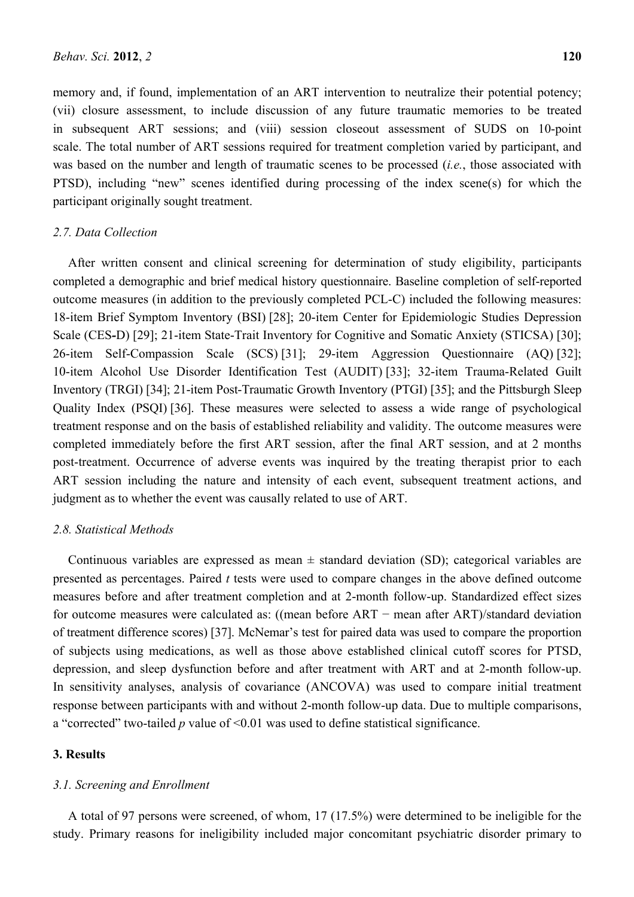memory and, if found, implementation of an ART intervention to neutralize their potential potency; (vii) closure assessment, to include discussion of any future traumatic memories to be treated in subsequent ART sessions; and (viii) session closeout assessment of SUDS on 10-point scale. The total number of ART sessions required for treatment completion varied by participant, and was based on the number and length of traumatic scenes to be processed (*i.e.*, those associated with PTSD), including "new" scenes identified during processing of the index scene(s) for which the participant originally sought treatment.

### *2.7. Data Collection*

After written consent and clinical screening for determination of study eligibility, participants completed a demographic and brief medical history questionnaire. Baseline completion of self-reported outcome measures (in addition to the previously completed PCL-C) included the following measures: 18-item Brief Symptom Inventory (BSI) [28]; 20-item Center for Epidemiologic Studies Depression Scale (CES-D) [29]; 21-item State-Trait Inventory for Cognitive and Somatic Anxiety (STICSA) [30]; 26-item Self-Compassion Scale (SCS) [31]; 29-item Aggression Questionnaire (AQ) [32]; 10-item Alcohol Use Disorder Identification Test (AUDIT) [33]; 32-item Trauma-Related Guilt Inventory (TRGI) [34]; 21-item Post-Traumatic Growth Inventory (PTGI) [35]; and the Pittsburgh Sleep Quality Index (PSQI) [36]. These measures were selected to assess a wide range of psychological treatment response and on the basis of established reliability and validity. The outcome measures were completed immediately before the first ART session, after the final ART session, and at 2 months post-treatment. Occurrence of adverse events was inquired by the treating therapist prior to each ART session including the nature and intensity of each event, subsequent treatment actions, and judgment as to whether the event was causally related to use of ART.

### *2.8. Statistical Methods*

Continuous variables are expressed as mean ± standard deviation (SD); categorical variables are presented as percentages. Paired *t* tests were used to compare changes in the above defined outcome measures before and after treatment completion and at 2-month follow-up. Standardized effect sizes for outcome measures were calculated as: ((mean before ART − mean after ART)/standard deviation of treatment difference scores) [37]. McNemar's test for paired data was used to compare the proportion of subjects using medications, as well as those above established clinical cutoff scores for PTSD, depression, and sleep dysfunction before and after treatment with ART and at 2-month follow-up. In sensitivity analyses, analysis of covariance (ANCOVA) was used to compare initial treatment response between participants with and without 2-month follow-up data. Due to multiple comparisons, a "corrected" two-tailed $p$ value of $<0.01$ was used to define statistical significance.

## 3. Results

### *3.1. Screening and Enrollment*

A total of 97 persons were screened, of whom, 17 (17.5%) were determined to be ineligible for the study. Primary reasons for ineligibility included major concomitant psychiatric disorder primary to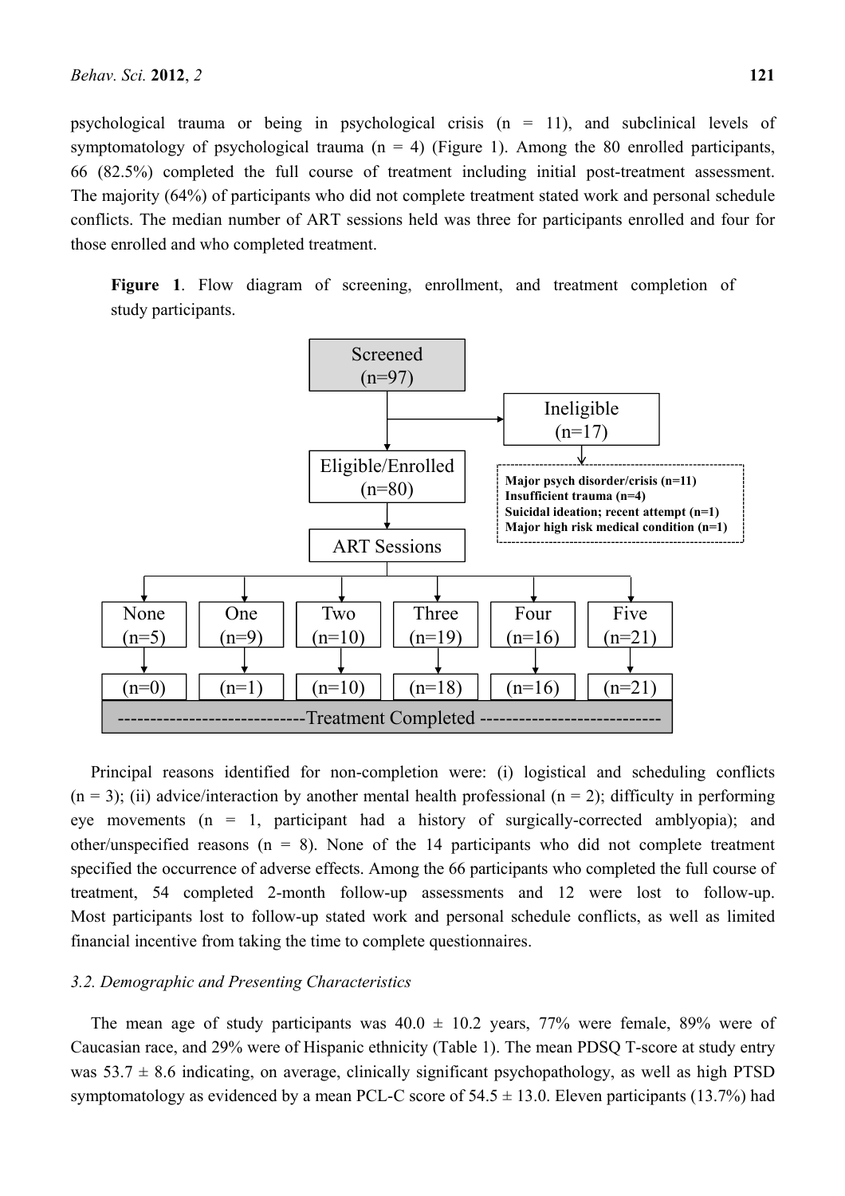psychological trauma or being in psychological crisis (n = 11), and subclinical levels of symptomatology of psychological trauma (n = 4) (Figure 1). Among the 80 enrolled participants, 66 (82.5%) completed the full course of treatment including initial post-treatment assessment. The majority (64%) of participants who did not complete treatment stated work and personal schedule conflicts. The median number of ART sessions held was three for participants enrolled and four for those enrolled and who completed treatment.

**Figure 1**. Flow diagram of screening, enrollment, and treatment completion of study participants.

Screened (n=97)

Ineligible (n=17)

**Major psych disorder/crisis (n=11)**
**Insufficient trauma (n=4)**
**Suicidal ideation; recent attempt (n=1)**
**Major high risk medical condition (n=1)**

Eligible/Enrolled (n=80)

ART Sessions

| None | One | Two | Three | Four | Five |
|---|---|---|---|---|---|
| (n=5) | (n=9) | (n=10) | (n=19) | (n=16) | (n=21) |
| (n=0) | (n=1) | (n=10) | (n=18) | (n=16) | (n=21) |

---------------------------Treatment Completed ---------------------------

Principal reasons identified for non-completion were: (i) logistical and scheduling conflicts (n = 3); (ii) advice/interaction by another mental health professional (n = 2); difficulty in performing eye movements (n = 1, participant had a history of surgically-corrected amblyopia); and other/unspecified reasons (n = 8). None of the 14 participants who did not complete treatment specified the occurrence of adverse effects. Among the 66 participants who completed the full course of treatment, 54 completed 2-month follow-up assessments and 12 were lost to follow-up. Most participants lost to follow-up stated work and personal schedule conflicts, as well as limited financial incentive from taking the time to complete questionnaires.

### *3.2. Demographic and Presenting Characteristics*

The mean age of study participants was 40.0 ± 10.2 years, 77% were female, 89% were of Caucasian race, and 29% were of Hispanic ethnicity (Table 1). The mean PDSQ T-score at study entry was 53.7 ± 8.6 indicating, on average, clinically significant psychopathology, as well as high PTSD symptomatology as evidenced by a mean PCL-C score of 54.5 ± 13.0. Eleven participants (13.7%) had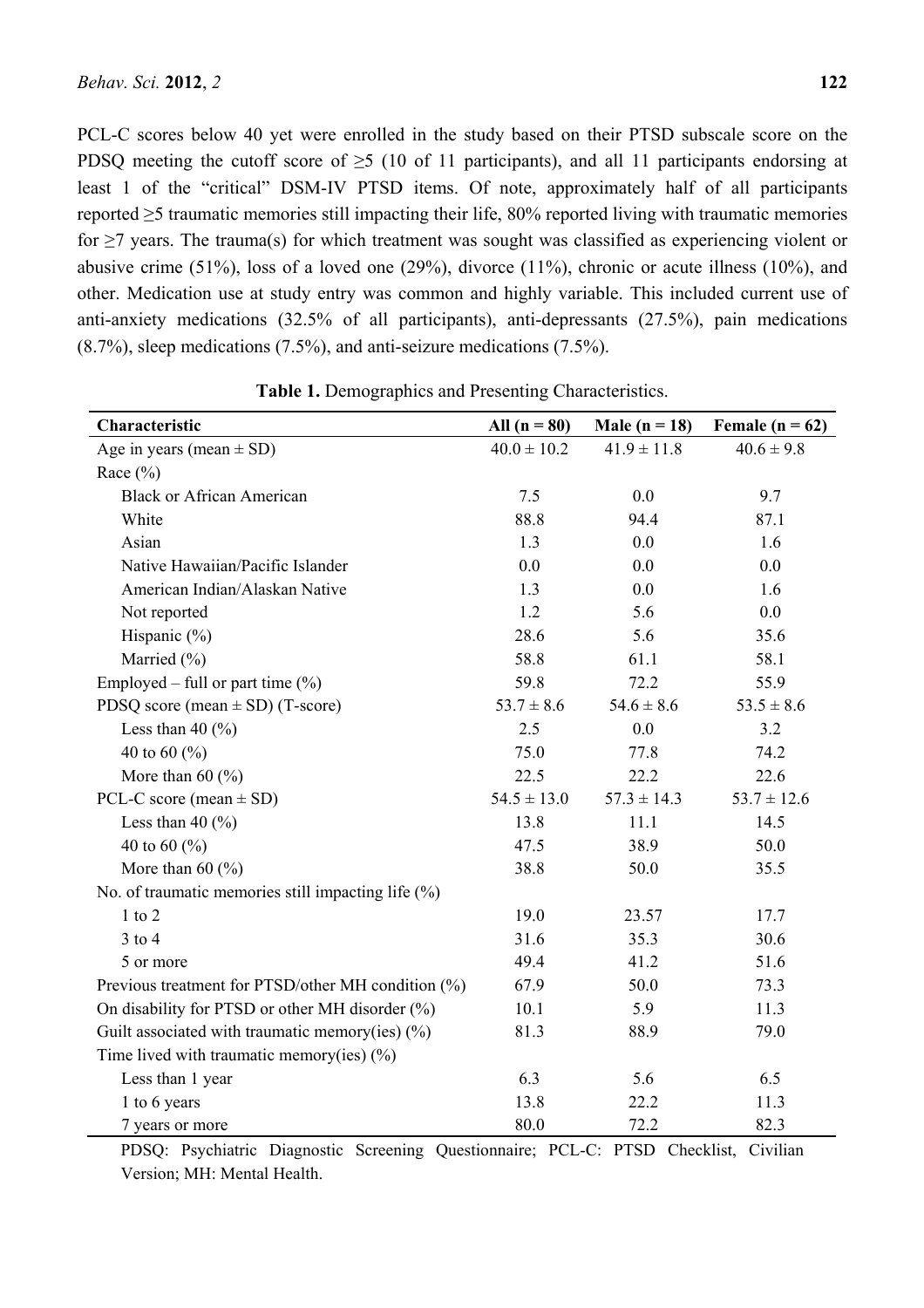PCL-C scores below 40 yet were enrolled in the study based on their PTSD subscale score on the PDSQ meeting the cutoff score of ≥5 (10 of 11 participants), and all 11 participants endorsing at least 1 of the "critical" DSM-IV PTSD items. Of note, approximately half of all participants reported ≥5 traumatic memories still impacting their life, 80% reported living with traumatic memories for ≥7 years. The trauma(s) for which treatment was sought was classified as experiencing violent or abusive crime (51%), loss of a loved one (29%), divorce (11%), chronic or acute illness (10%), and other. Medication use at study entry was common and highly variable. This included current use of anti-anxiety medications (32.5% of all participants), anti-depressants (27.5%), pain medications (8.7%), sleep medications (7.5%), and anti-seizure medications (7.5%).

**Table 1.** Demographics and Presenting Characteristics.

| Characteristic | All (n = 80) | Male (n = 18) | Female (n = 62) |
|---|---|---|---|
| Age in years (mean ± SD) | 40.0 ± 10.2 | 41.9 ± 11.8 | 40.6 ± 9.8 |
| Race (%) | | | |
| Black or African American | 7.5 | 0.0 | 9.7 |
| White | 88.8 | 94.4 | 87.1 |
| Asian | 1.3 | 0.0 | 1.6 |
| Native Hawaiian/Pacific Islander | 0.0 | 0.0 | 0.0 |
| American Indian/Alaskan Native | 1.3 | 0.0 | 1.6 |
| Not reported | 1.2 | 5.6 | 0.0 |
| Hispanic (%) | 28.6 | 5.6 | 35.6 |
| Married (%) | 58.8 | 61.1 | 58.1 |
| Employed – full or part time (%) | 59.8 | 72.2 | 55.9 |
| PDSQ score (mean ± SD) (T-score) | 53.7 ± 8.6 | 54.6 ± 8.6 | 53.5 ± 8.6 |
| Less than 40 (%) | 2.5 | 0.0 | 3.2 |
| 40 to 60 (%) | 75.0 | 77.8 | 74.2 |
| More than 60 (%) | 22.5 | 22.2 | 22.6 |
| PCL-C score (mean ± SD) | 54.5 ± 13.0 | 57.3 ± 14.3 | 53.7 ± 12.6 |
| Less than 40 (%) | 13.8 | 11.1 | 14.5 |
| 40 to 60 (%) | 47.5 | 38.9 | 50.0 |
| More than 60 (%) | 38.8 | 50.0 | 35.5 |
| No. of traumatic memories still impacting life (%) | | | |
| 1 to 2 | 19.0 | 23.57 | 17.7 |
| 3 to 4 | 31.6 | 35.3 | 30.6 |
| 5 or more | 49.4 | 41.2 | 51.6 |
| Previous treatment for PTSD/other MH condition (%) | 67.9 | 50.0 | 73.3 |
| On disability for PTSD or other MH disorder (%) | 10.1 | 5.9 | 11.3 |
| Guilt associated with traumatic memory(ies) (%) | 81.3 | 88.9 | 79.0 |
| Time lived with traumatic memory(ies) (%) | | | |
| Less than 1 year | 6.3 | 5.6 | 6.5 |
| 1 to 6 years | 13.8 | 22.2 | 11.3 |
| 7 years or more | 80.0 | 72.2 | 82.3 |

PDSQ: Psychiatric Diagnostic Screening Questionnaire; PCL-C: PTSD Checklist, Civilian Version; MH: Mental Health.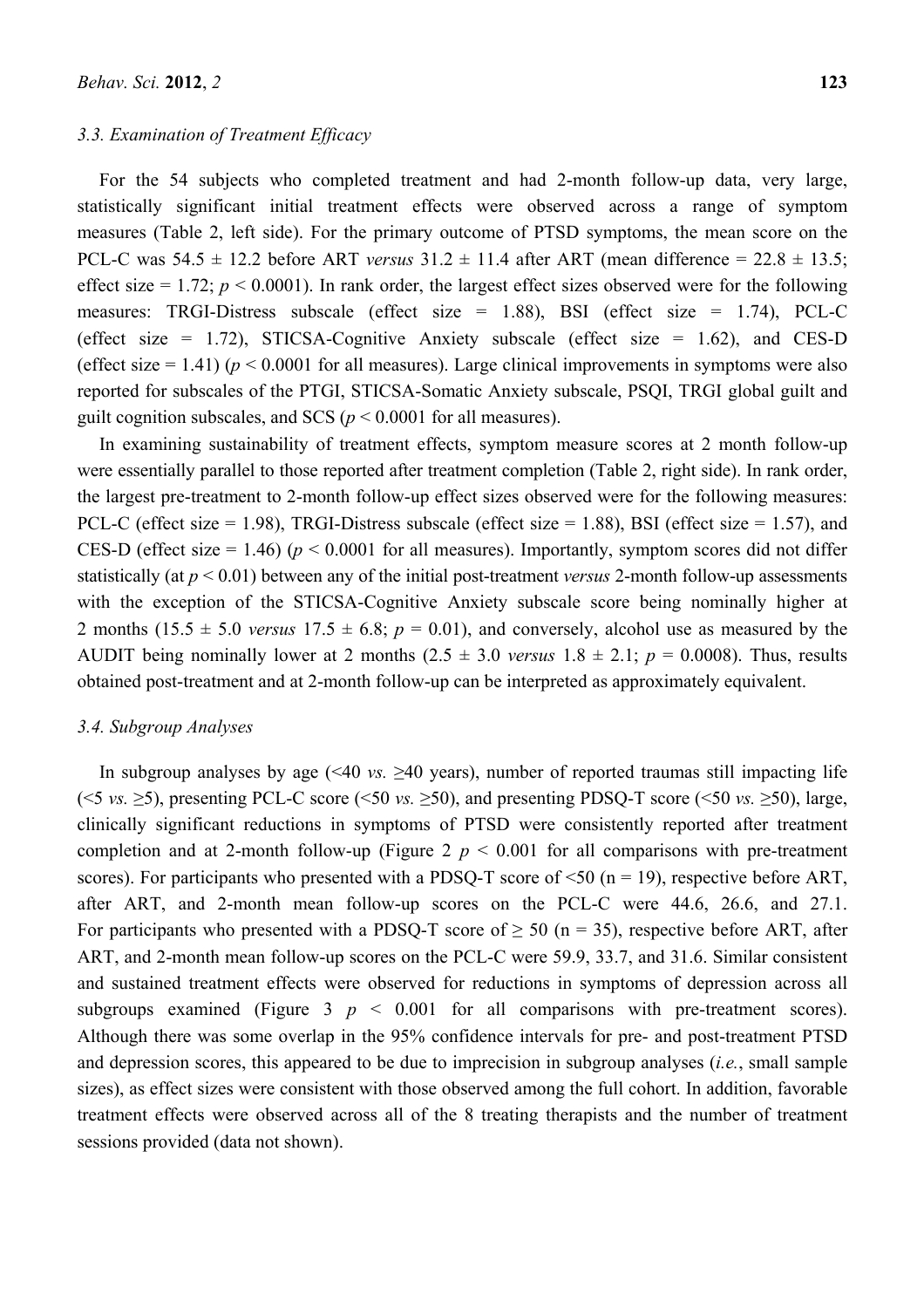### 3.3. Examination of Treatment Efficacy

For the 54 subjects who completed treatment and had 2-month follow-up data, very large, statistically significant initial treatment effects were observed across a range of symptom measures (Table 2, left side). For the primary outcome of PTSD symptoms, the mean score on the PCL-C was 54.5 ± 12.2 before ART *versus* 31.2 ± 11.4 after ART (mean difference = 22.8 ± 13.5; effect size = 1.72; $p < 0.0001$). In rank order, the largest effect sizes observed were for the following measures: TRGI-Distress subscale (effect size = 1.88), BSI (effect size = 1.74), PCL-C (effect size = 1.72), STICSA-Cognitive Anxiety subscale (effect size = 1.62), and CES-D (effect size = 1.41) ($p < 0.0001$ for all measures). Large clinical improvements in symptoms were also reported for subscales of the PTGI, STICSA-Somatic Anxiety subscale, PSQI, TRGI global guilt and guilt cognition subscales, and SCS ($p < 0.0001$ for all measures).

In examining sustainability of treatment effects, symptom measure scores at 2 month follow-up were essentially parallel to those reported after treatment completion (Table 2, right side). In rank order, the largest pre-treatment to 2-month follow-up effect sizes observed were for the following measures: PCL-C (effect size = 1.98), TRGI-Distress subscale (effect size = 1.88), BSI (effect size = 1.57), and CES-D (effect size = 1.46) ($p < 0.0001$ for all measures). Importantly, symptom scores did not differ statistically (at $p < 0.01$) between any of the initial post-treatment *versus* 2-month follow-up assessments with the exception of the STICSA-Cognitive Anxiety subscale score being nominally higher at 2 months (15.5 ± 5.0 *versus* 17.5 ± 6.8; $p = 0.01$), and conversely, alcohol use as measured by the AUDIT being nominally lower at 2 months (2.5 ± 3.0 *versus* 1.8 ± 2.1; $p = 0.0008$). Thus, results obtained post-treatment and at 2-month follow-up can be interpreted as approximately equivalent.

### 3.4. Subgroup Analyses

In subgroup analyses by age (<40 *vs.* ≥40 years), number of reported traumas still impacting life (<5 *vs.* ≥5), presenting PCL-C score (<50 *vs.* ≥50), and presenting PDSQ-T score (<50 *vs.* ≥50), large, clinically significant reductions in symptoms of PTSD were consistently reported after treatment completion and at 2-month follow-up (Figure 2 $p < 0.001$ for all comparisons with pre-treatment scores). For participants who presented with a PDSQ-T score of <50 (n = 19), respective before ART, after ART, and 2-month mean follow-up scores on the PCL-C were 44.6, 26.6, and 27.1. For participants who presented with a PDSQ-T score of ≥ 50 (n = 35), respective before ART, after ART, and 2-month mean follow-up scores on the PCL-C were 59.9, 33.7, and 31.6. Similar consistent and sustained treatment effects were observed for reductions in symptoms of depression across all subgroups examined (Figure 3 $p < 0.001$ for all comparisons with pre-treatment scores). Although there was some overlap in the 95% confidence intervals for pre- and post-treatment PTSD and depression scores, this appeared to be due to imprecision in subgroup analyses (*i.e.*, small sample sizes), as effect sizes were consistent with those observed among the full cohort. In addition, favorable treatment effects were observed across all of the 8 treating therapists and the number of treatment sessions provided (data not shown).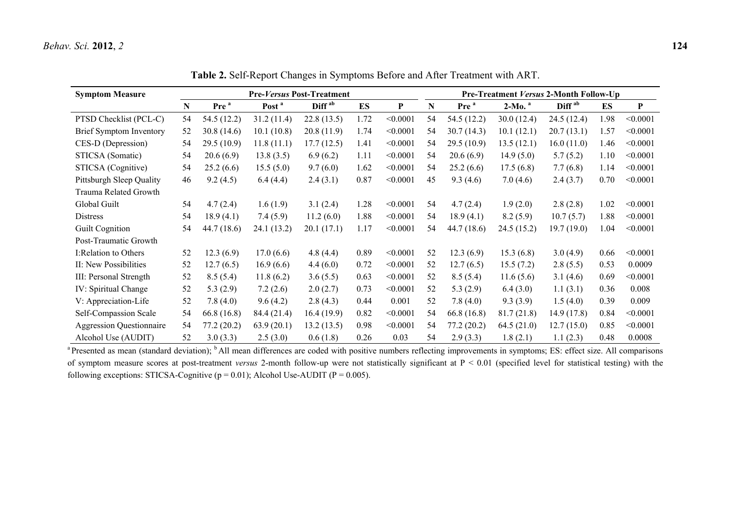**Table 2.** Self-Report Changes in Symptoms Before and After Treatment with ART.

| Symptom Measure | Pre-*Versus* Post-Treatment | | | | | | Pre-Treatment *Versus* 2-Month Follow-Up | | | | | |
|---|---|---|---|---|---|---|---|---|---|---|---|---|
| | N | Pre [a] | Post [a] | Diff [ab] | ES | P | N | Pre [a] | 2-Mo. [a] | Diff [ab] | ES | P |
| PTSD Checklist (PCL-C) | 54 | 54.5 (12.2) | 31.2 (11.4) | 22.8 (13.5) | 1.72 | <0.0001 | 54 | 54.5 (12.2) | 30.0 (12.4) | 24.5 (12.4) | 1.98 | <0.0001 |
| Brief Symptom Inventory | 52 | 30.8 (14.6) | 10.1 (10.8) | 20.8 (11.9) | 1.74 | <0.0001 | 54 | 30.7 (14.3) | 10.1 (12.1) | 20.7 (13.1) | 1.57 | <0.0001 |
| CES-D (Depression) | 54 | 29.5 (10.9) | 11.8 (11.1) | 17.7 (12.5) | 1.41 | <0.0001 | 54 | 29.5 (10.9) | 13.5 (12.1) | 16.0 (11.0) | 1.46 | <0.0001 |
| STICSA (Somatic) | 54 | 20.6 (6.9) | 13.8 (3.5) | 6.9 (6.2) | 1.11 | <0.0001 | 54 | 20.6 (6.9) | 14.9 (5.0) | 5.7 (5.2) | 1.10 | <0.0001 |
| STICSA (Cognitive) | 54 | 25.2 (6.6) | 15.5 (5.0) | 9.7 (6.0) | 1.62 | <0.0001 | 54 | 25.2 (6.6) | 17.5 (6.8) | 7.7 (6.8) | 1.14 | <0.0001 |
| Pittsburgh Sleep Quality | 46 | 9.2 (4.5) | 6.4 (4.4) | 2.4 (3.1) | 0.87 | <0.0001 | 45 | 9.3 (4.6) | 7.0 (4.6) | 2.4 (3.7) | 0.70 | <0.0001 |
| Trauma Related Growth | | | | | | | | | | | | |
| Global Guilt | 54 | 4.7 (2.4) | 1.6 (1.9) | 3.1 (2.4) | 1.28 | <0.0001 | 54 | 4.7 (2.4) | 1.9 (2.0) | 2.8 (2.8) | 1.02 | <0.0001 |
| Distress | 54 | 18.9 (4.1) | 7.4 (5.9) | 11.2 (6.0) | 1.88 | <0.0001 | 54 | 18.9 (4.1) | 8.2 (5.9) | 10.7 (5.7) | 1.88 | <0.0001 |
| Guilt Cognition | 54 | 44.7 (18.6) | 24.1 (13.2) | 20.1 (17.1) | 1.17 | <0.0001 | 54 | 44.7 (18.6) | 24.5 (15.2) | 19.7 (19.0) | 1.04 | <0.0001 |
| Post-Traumatic Growth | | | | | | | | | | | | |
| I:Relation to Others | 52 | 12.3 (6.9) | 17.0 (6.6) | 4.8 (4.4) | 0.89 | <0.0001 | 52 | 12.3 (6.9) | 15.3 (6.8) | 3.0 (4.9) | 0.66 | <0.0001 |
| II: New Possibilities | 52 | 12.7 (6.5) | 16.9 (6.6) | 4.4 (6.0) | 0.72 | <0.0001 | 52 | 12.7 (6.5) | 15.5 (7.2) | 2.8 (5.5) | 0.53 | 0.0009 |
| III: Personal Strength | 52 | 8.5 (5.4) | 11.8 (6.2) | 3.6 (5.5) | 0.63 | <0.0001 | 52 | 8.5 (5.4) | 11.6 (5.6) | 3.1 (4.6) | 0.69 | <0.0001 |
| IV: Spiritual Change | 52 | 5.3 (2.9) | 7.2 (2.6) | 2.0 (2.7) | 0.73 | <0.0001 | 52 | 5.3 (2.9) | 6.4 (3.0) | 1.1 (3.1) | 0.36 | 0.008 |
| V: Appreciation-Life | 52 | 7.8 (4.0) | 9.6 (4.2) | 2.8 (4.3) | 0.44 | 0.001 | 52 | 7.8 (4.0) | 9.3 (3.9) | 1.5 (4.0) | 0.39 | 0.009 |
| Self-Compassion Scale | 54 | 66.8 (16.8) | 84.4 (21.4) | 16.4 (19.9) | 0.82 | <0.0001 | 54 | 66.8 (16.8) | 81.7 (21.8) | 14.9 (17.8) | 0.84 | <0.0001 |
| Aggression Questionnaire | 54 | 77.2 (20.2) | 63.9 (20.1) | 13.2 (13.5) | 0.98 | <0.0001 | 54 | 77.2 (20.2) | 64.5 (21.0) | 12.7 (15.0) | 0.85 | <0.0001 |
| Alcohol Use (AUDIT) | 52 | 3.0 (3.3) | 2.5 (3.0) | 0.6 (1.8) | 0.26 | 0.03 | 54 | 2.9 (3.3) | 1.8 (2.1) | 1.1 (2.3) | 0.48 | 0.0008 |

[a] Presented as mean (standard deviation); [b] All mean differences are coded with positive numbers reflecting improvements in symptoms; ES: effect size. All comparisons of symptom measure scores at post-treatment *versus* 2-month follow-up were not statistically significant at $P < 0.01$ (specified level for statistical testing) with the following exceptions: STICSA-Cognitive ($p = 0.01$); Alcohol Use-AUDIT ($P = 0.005$).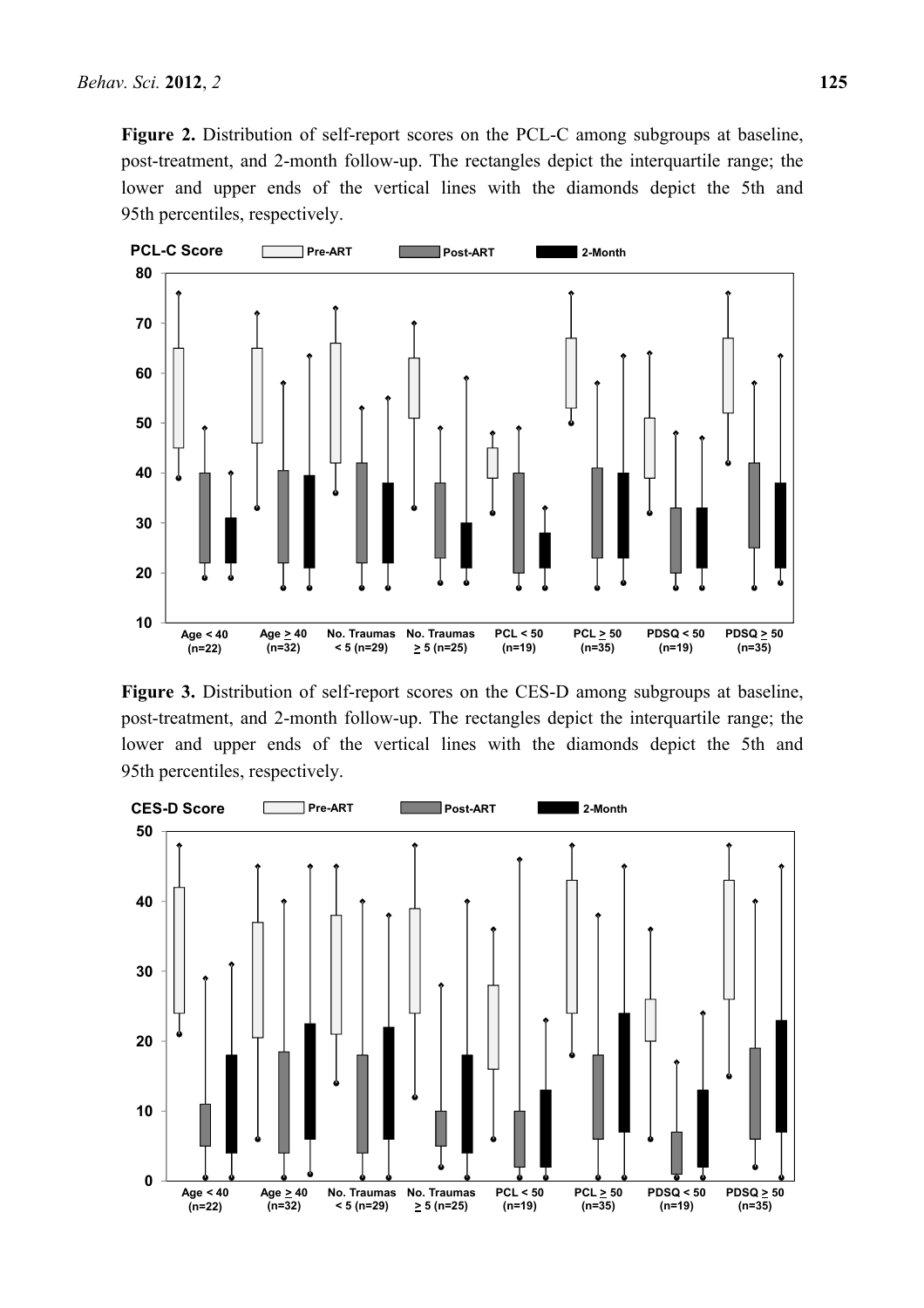**Figure 2.** Distribution of self-report scores on the PCL-C among subgroups at baseline, post-treatment, and 2-month follow-up. The rectangles depict the interquartile range; the lower and upper ends of the vertical lines with the diamonds depict the 5th and 95th percentiles, respectively.

**Figure 3.** Distribution of self-report scores on the CES-D among subgroups at baseline, post-treatment, and 2-month follow-up. The rectangles depict the interquartile range; the lower and upper ends of the vertical lines with the diamonds depict the 5th and 95th percentiles, respectively.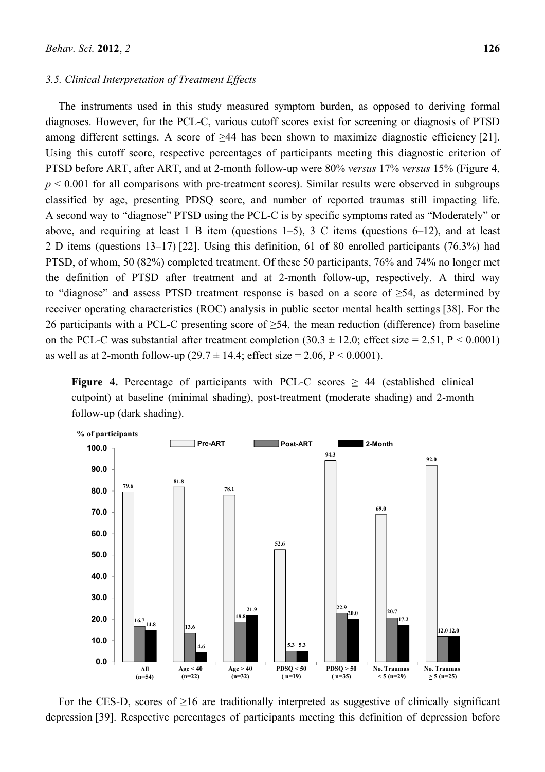### 3.5. Clinical Interpretation of Treatment Effects

The instruments used in this study measured symptom burden, as opposed to deriving formal diagnoses. However, for the PCL-C, various cutoff scores exist for screening or diagnosis of PTSD among different settings. A score of ≥44 has been shown to maximize diagnostic efficiency [21]. Using this cutoff score, respective percentages of participants meeting this diagnostic criterion of PTSD before ART, after ART, and at 2-month follow-up were 80% *versus* 17% *versus* 15% (Figure 4, $p < 0.001$ for all comparisons with pre-treatment scores). Similar results were observed in subgroups classified by age, presenting PDSQ score, and number of reported traumas still impacting life. A second way to "diagnose" PTSD using the PCL-C is by specific symptoms rated as "Moderately" or above, and requiring at least 1 B item (questions 1–5), 3 C items (questions 6–12), and at least 2 D items (questions 13–17) [22]. Using this definition, 61 of 80 enrolled participants (76.3%) had PTSD, of whom, 50 (82%) completed treatment. Of these 50 participants, 76% and 74% no longer met the definition of PTSD after treatment and at 2-month follow-up, respectively. A third way to "diagnose" and assess PTSD treatment response is based on a score of ≥54, as determined by receiver operating characteristics (ROC) analysis in public sector mental health settings [38]. For the 26 participants with a PCL-C presenting score of ≥54, the mean reduction (difference) from baseline on the PCL-C was substantial after treatment completion (30.3 ± 12.0; effect size = 2.51, $P < 0.0001$) as well as at 2-month follow-up (29.7 ± 14.4; effect size = 2.06, $P < 0.0001$).

**Figure 4.** Percentage of participants with PCL-C scores ≥ 44 (established clinical cutpoint) at baseline (minimal shading), post-treatment (moderate shading) and 2-month follow-up (dark shading).

| Group | Pre-ART | Post-ART | 2-Month |
|---|---|---|---|
| All (n=54) | 79.6 | 16.7 | 14.8 |
| Age < 40 (n=22) | 81.8 | 13.6 | 4.6 |
| Age ≥ 40 (n=32) | 78.1 | 18.8 | 21.9 |
| PDSQ < 50 (n=19) | 52.6 | 5.3 | 5.3 |
| PDSQ ≥ 50 (n=35) | 94.3 | 22.9 | 20.0 |
| No. Traumas < 5 (n=29) | 69.0 | 20.7 | 17.2 |
| No. Traumas ≥ 5 (n=25) | 92.0 | 12.0 | 12.0 |

For the CES-D, scores of ≥16 are traditionally interpreted as suggestive of clinically significant depression [39]. Respective percentages of participants meeting this definition of depression before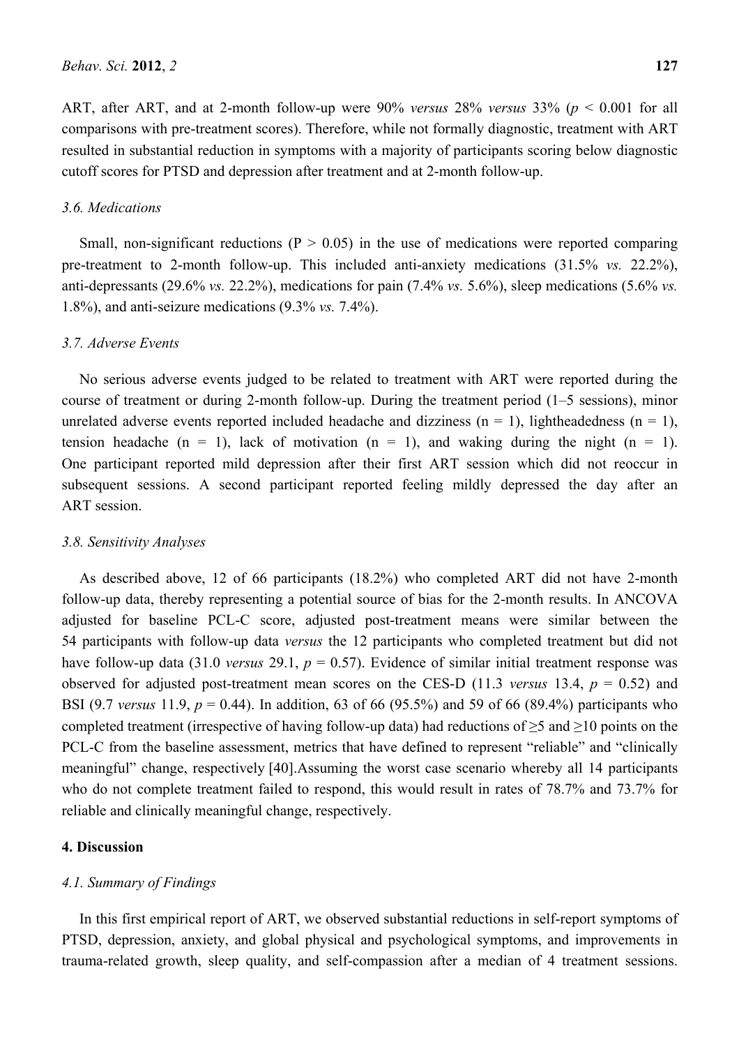ART, after ART, and at 2-month follow-up were 90% *versus* 28% *versus* 33% ($p < 0.001$ for all comparisons with pre-treatment scores). Therefore, while not formally diagnostic, treatment with ART resulted in substantial reduction in symptoms with a majority of participants scoring below diagnostic cutoff scores for PTSD and depression after treatment and at 2-month follow-up.

### *3.6. Medications*

Small, non-significant reductions ($P > 0.05$) in the use of medications were reported comparing pre-treatment to 2-month follow-up. This included anti-anxiety medications (31.5% *vs.* 22.2%), anti-depressants (29.6% *vs.* 22.2%), medications for pain (7.4% *vs.* 5.6%), sleep medications (5.6% *vs.* 1.8%), and anti-seizure medications (9.3% *vs.* 7.4%).

### *3.7. Adverse Events*

No serious adverse events judged to be related to treatment with ART were reported during the course of treatment or during 2-month follow-up. During the treatment period (1–5 sessions), minor unrelated adverse events reported included headache and dizziness ($n = 1$), lightheadedness ($n = 1$), tension headache ($n = 1$), lack of motivation ($n = 1$), and waking during the night ($n = 1$). One participant reported mild depression after their first ART session which did not reoccur in subsequent sessions. A second participant reported feeling mildly depressed the day after an ART session.

### *3.8. Sensitivity Analyses*

As described above, 12 of 66 participants (18.2%) who completed ART did not have 2-month follow-up data, thereby representing a potential source of bias for the 2-month results. In ANCOVA adjusted for baseline PCL-C score, adjusted post-treatment means were similar between the 54 participants with follow-up data *versus* the 12 participants who completed treatment but did not have follow-up data (31.0 *versus* 29.1, $p = 0.57$). Evidence of similar initial treatment response was observed for adjusted post-treatment mean scores on the CES-D (11.3 *versus* 13.4, $p = 0.52$) and BSI (9.7 *versus* 11.9, $p = 0.44$). In addition, 63 of 66 (95.5%) and 59 of 66 (89.4%) participants who completed treatment (irrespective of having follow-up data) had reductions of $\geq 5$ and $\geq 10$ points on the PCL-C from the baseline assessment, metrics that have defined to represent "reliable" and "clinically meaningful" change, respectively [40].Assuming the worst case scenario whereby all 14 participants who do not complete treatment failed to respond, this would result in rates of 78.7% and 73.7% for reliable and clinically meaningful change, respectively.

## 4. Discussion

### *4.1. Summary of Findings*

In this first empirical report of ART, we observed substantial reductions in self-report symptoms of PTSD, depression, anxiety, and global physical and psychological symptoms, and improvements in trauma-related growth, sleep quality, and self-compassion after a median of 4 treatment sessions.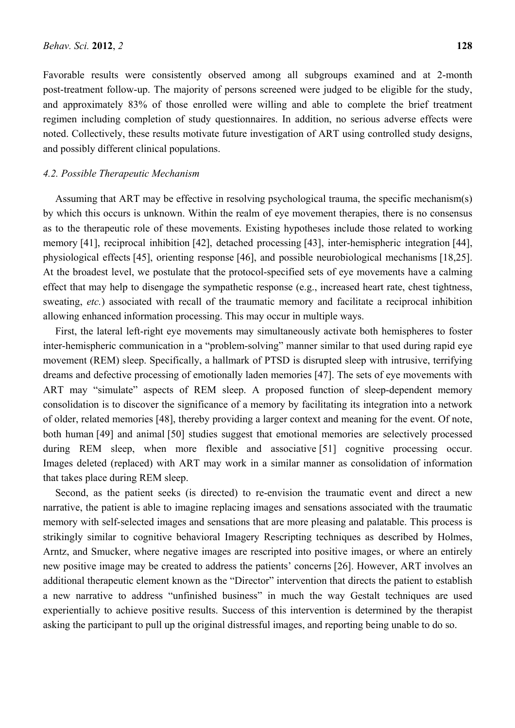Favorable results were consistently observed among all subgroups examined and at 2-month post-treatment follow-up. The majority of persons screened were judged to be eligible for the study, and approximately 83% of those enrolled were willing and able to complete the brief treatment regimen including completion of study questionnaires. In addition, no serious adverse effects were noted. Collectively, these results motivate future investigation of ART using controlled study designs, and possibly different clinical populations.

### *4.2. Possible Therapeutic Mechanism*

Assuming that ART may be effective in resolving psychological trauma, the specific mechanism(s) by which this occurs is unknown. Within the realm of eye movement therapies, there is no consensus as to the therapeutic role of these movements. Existing hypotheses include those related to working memory [41], reciprocal inhibition [42], detached processing [43], inter-hemispheric integration [44], physiological effects [45], orienting response [46], and possible neurobiological mechanisms [18,25]. At the broadest level, we postulate that the protocol-specified sets of eye movements have a calming effect that may help to disengage the sympathetic response (e.g., increased heart rate, chest tightness, sweating, *etc.*) associated with recall of the traumatic memory and facilitate a reciprocal inhibition allowing enhanced information processing. This may occur in multiple ways.

First, the lateral left-right eye movements may simultaneously activate both hemispheres to foster inter-hemispheric communication in a "problem-solving" manner similar to that used during rapid eye movement (REM) sleep. Specifically, a hallmark of PTSD is disrupted sleep with intrusive, terrifying dreams and defective processing of emotionally laden memories [47]. The sets of eye movements with ART may "simulate" aspects of REM sleep. A proposed function of sleep-dependent memory consolidation is to discover the significance of a memory by facilitating its integration into a network of older, related memories [48], thereby providing a larger context and meaning for the event. Of note, both human [49] and animal [50] studies suggest that emotional memories are selectively processed during REM sleep, when more flexible and associative [51] cognitive processing occur. Images deleted (replaced) with ART may work in a similar manner as consolidation of information that takes place during REM sleep.

Second, as the patient seeks (is directed) to re-envision the traumatic event and direct a new narrative, the patient is able to imagine replacing images and sensations associated with the traumatic memory with self-selected images and sensations that are more pleasing and palatable. This process is strikingly similar to cognitive behavioral Imagery Rescripting techniques as described by Holmes, Arntz, and Smucker, where negative images are rescripted into positive images, or where an entirely new positive image may be created to address the patients' concerns [26]. However, ART involves an additional therapeutic element known as the "Director" intervention that directs the patient to establish a new narrative to address "unfinished business" in much the way Gestalt techniques are used experientially to achieve positive results. Success of this intervention is determined by the therapist asking the participant to pull up the original distressful images, and reporting being unable to do so.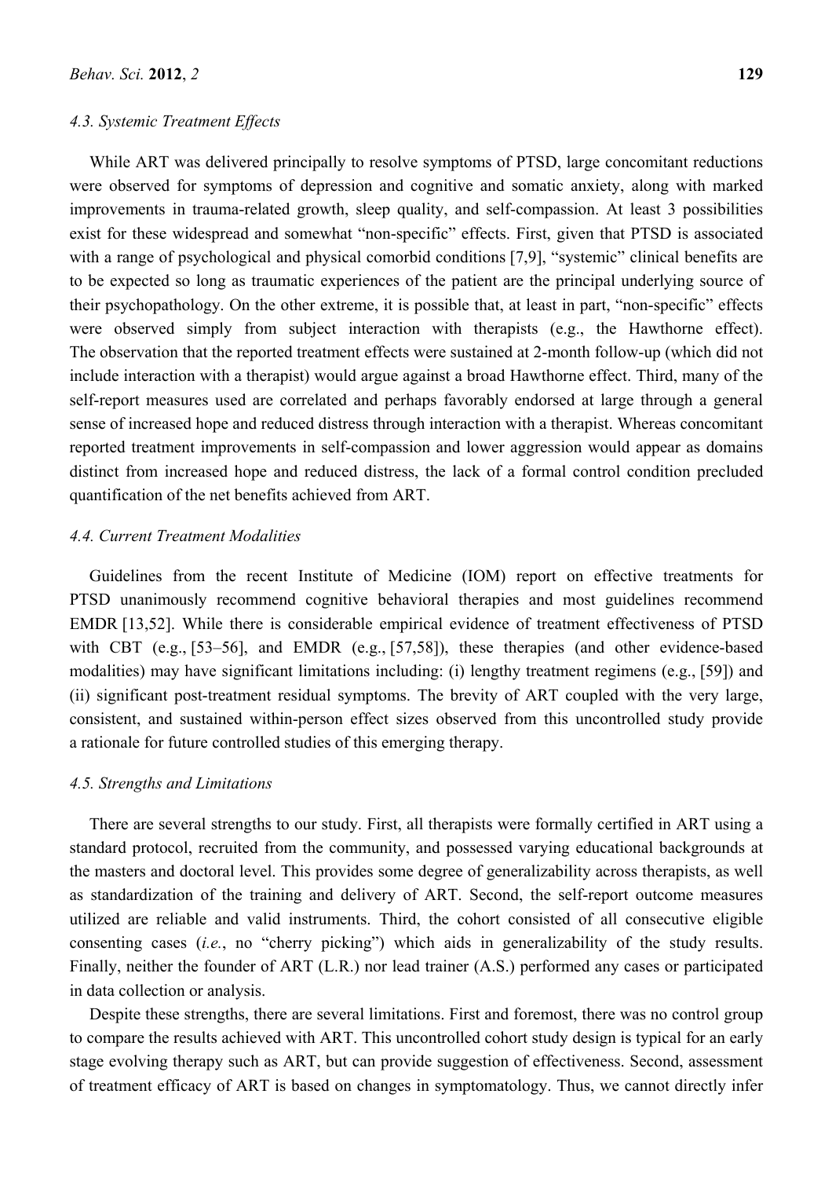### 4.3. Systemic Treatment Effects

While ART was delivered principally to resolve symptoms of PTSD, large concomitant reductions were observed for symptoms of depression and cognitive and somatic anxiety, along with marked improvements in trauma-related growth, sleep quality, and self-compassion. At least 3 possibilities exist for these widespread and somewhat "non-specific" effects. First, given that PTSD is associated with a range of psychological and physical comorbid conditions [7,9], "systemic" clinical benefits are to be expected so long as traumatic experiences of the patient are the principal underlying source of their psychopathology. On the other extreme, it is possible that, at least in part, "non-specific" effects were observed simply from subject interaction with therapists (e.g., the Hawthorne effect). The observation that the reported treatment effects were sustained at 2-month follow-up (which did not include interaction with a therapist) would argue against a broad Hawthorne effect. Third, many of the self-report measures used are correlated and perhaps favorably endorsed at large through a general sense of increased hope and reduced distress through interaction with a therapist. Whereas concomitant reported treatment improvements in self-compassion and lower aggression would appear as domains distinct from increased hope and reduced distress, the lack of a formal control condition precluded quantification of the net benefits achieved from ART.

### 4.4. Current Treatment Modalities

Guidelines from the recent Institute of Medicine (IOM) report on effective treatments for PTSD unanimously recommend cognitive behavioral therapies and most guidelines recommend EMDR [13,52]. While there is considerable empirical evidence of treatment effectiveness of PTSD with CBT (e.g., [53–56], and EMDR (e.g., [57,58]), these therapies (and other evidence-based modalities) may have significant limitations including: (i) lengthy treatment regimens (e.g., [59]) and (ii) significant post-treatment residual symptoms. The brevity of ART coupled with the very large, consistent, and sustained within-person effect sizes observed from this uncontrolled study provide a rationale for future controlled studies of this emerging therapy.

### 4.5. Strengths and Limitations

There are several strengths to our study. First, all therapists were formally certified in ART using a standard protocol, recruited from the community, and possessed varying educational backgrounds at the masters and doctoral level. This provides some degree of generalizability across therapists, as well as standardization of the training and delivery of ART. Second, the self-report outcome measures utilized are reliable and valid instruments. Third, the cohort consisted of all consecutive eligible consenting cases (*i.e.*, no "cherry picking") which aids in generalizability of the study results. Finally, neither the founder of ART (L.R.) nor lead trainer (A.S.) performed any cases or participated in data collection or analysis.

Despite these strengths, there are several limitations. First and foremost, there was no control group to compare the results achieved with ART. This uncontrolled cohort study design is typical for an early stage evolving therapy such as ART, but can provide suggestion of effectiveness. Second, assessment of treatment efficacy of ART is based on changes in symptomatology. Thus, we cannot directly infer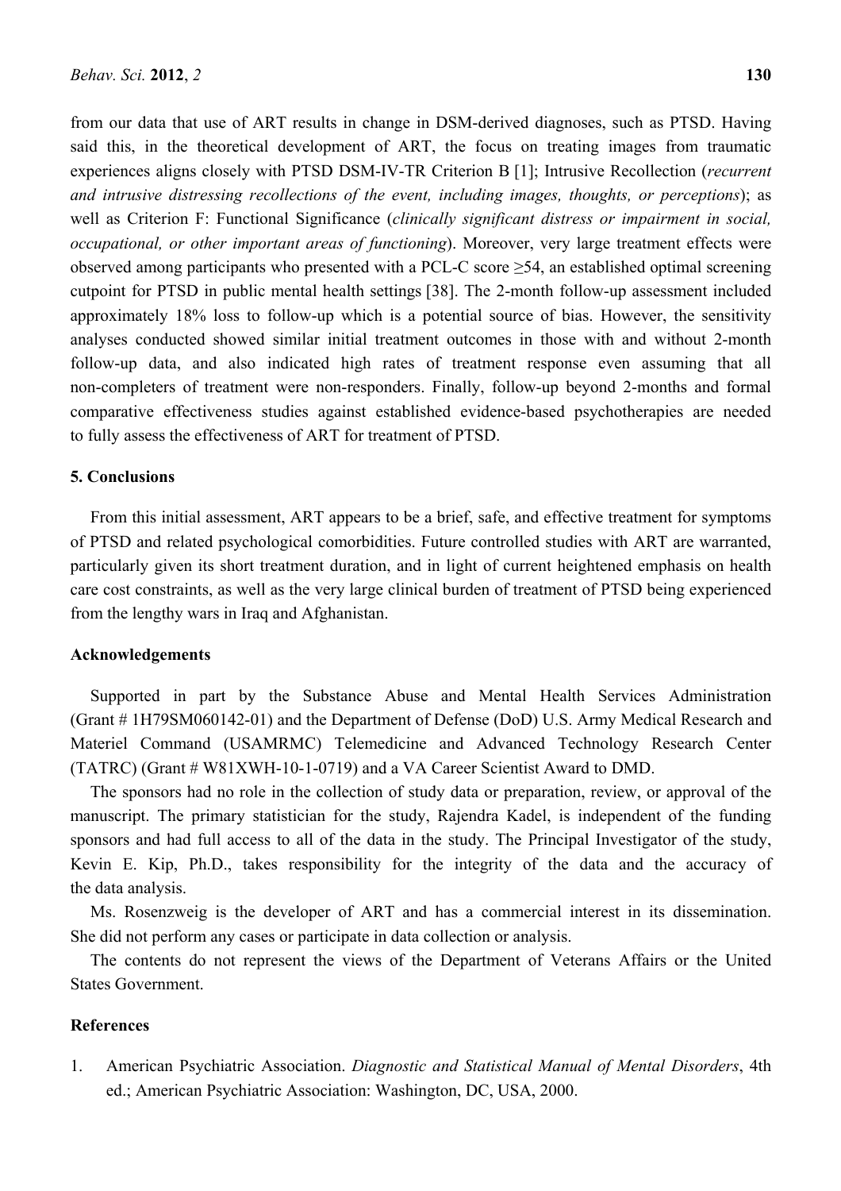from our data that use of ART results in change in DSM-derived diagnoses, such as PTSD. Having said this, in the theoretical development of ART, the focus on treating images from traumatic experiences aligns closely with PTSD DSM-IV-TR Criterion B [1]; Intrusive Recollection (*recurrent and intrusive distressing recollections of the event, including images, thoughts, or perceptions*); as well as Criterion F: Functional Significance (*clinically significant distress or impairment in social, occupational, or other important areas of functioning*). Moreover, very large treatment effects were observed among participants who presented with a PCL-C score ≥54, an established optimal screening cutpoint for PTSD in public mental health settings [38]. The 2-month follow-up assessment included approximately 18% loss to follow-up which is a potential source of bias. However, the sensitivity analyses conducted showed similar initial treatment outcomes in those with and without 2-month follow-up data, and also indicated high rates of treatment response even assuming that all non-completers of treatment were non-responders. Finally, follow-up beyond 2-months and formal comparative effectiveness studies against established evidence-based psychotherapies are needed to fully assess the effectiveness of ART for treatment of PTSD.

## 5. Conclusions

From this initial assessment, ART appears to be a brief, safe, and effective treatment for symptoms of PTSD and related psychological comorbidities. Future controlled studies with ART are warranted, particularly given its short treatment duration, and in light of current heightened emphasis on health care cost constraints, as well as the very large clinical burden of treatment of PTSD being experienced from the lengthy wars in Iraq and Afghanistan.

## Acknowledgements

Supported in part by the Substance Abuse and Mental Health Services Administration (Grant # 1H79SM060142-01) and the Department of Defense (DoD) U.S. Army Medical Research and Materiel Command (USAMRMC) Telemedicine and Advanced Technology Research Center (TATRC) (Grant # W81XWH-10-1-0719) and a VA Career Scientist Award to DMD.

The sponsors had no role in the collection of study data or preparation, review, or approval of the manuscript. The primary statistician for the study, Rajendra Kadel, is independent of the funding sponsors and had full access to all of the data in the study. The Principal Investigator of the study, Kevin E. Kip, Ph.D., takes responsibility for the integrity of the data and the accuracy of the data analysis.

Ms. Rosenzweig is the developer of ART and has a commercial interest in its dissemination. She did not perform any cases or participate in data collection or analysis.

The contents do not represent the views of the Department of Veterans Affairs or the United States Government.

## References

1. American Psychiatric Association. *Diagnostic and Statistical Manual of Mental Disorders*, 4th ed.; American Psychiatric Association: Washington, DC, USA, 2000.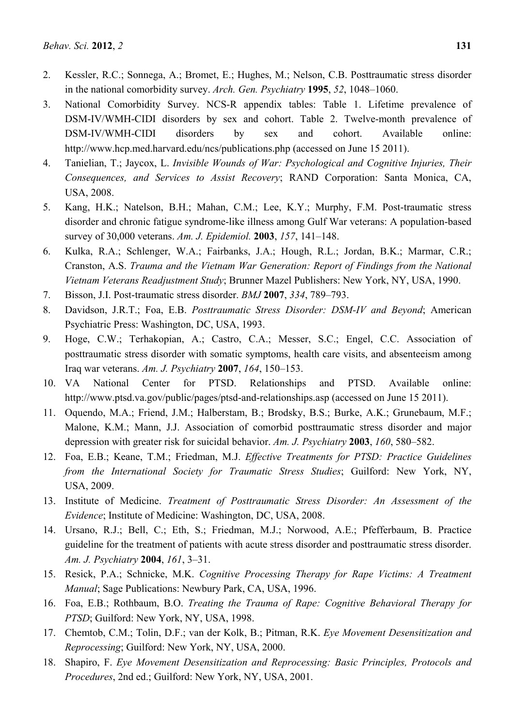2. Kessler, R.C.; Sonnega, A.; Bromet, E.; Hughes, M.; Nelson, C.B. Posttraumatic stress disorder in the national comorbidity survey. *Arch. Gen. Psychiatry* **1995**, *52*, 1048–1060.
3. National Comorbidity Survey. NCS-R appendix tables: Table 1. Lifetime prevalence of DSM-IV/WMH-CIDI disorders by sex and cohort. Table 2. Twelve-month prevalence of DSM-IV/WMH-CIDI disorders by sex and cohort. Available online: http://www.hcp.med.harvard.edu/ncs/publications.php (accessed on June 15 2011).
4. Tanielian, T.; Jaycox, L. *Invisible Wounds of War: Psychological and Cognitive Injuries, Their Consequences, and Services to Assist Recovery*; RAND Corporation: Santa Monica, CA, USA, 2008.
5. Kang, H.K.; Natelson, B.H.; Mahan, C.M.; Lee, K.Y.; Murphy, F.M. Post-traumatic stress disorder and chronic fatigue syndrome-like illness among Gulf War veterans: A population-based survey of 30,000 veterans. *Am. J. Epidemiol.* **2003**, *157*, 141–148.
6. Kulka, R.A.; Schlenger, W.A.; Fairbanks, J.A.; Hough, R.L.; Jordan, B.K.; Marmar, C.R.; Cranston, A.S. *Trauma and the Vietnam War Generation: Report of Findings from the National Vietnam Veterans Readjustment Study*; Brunner Mazel Publishers: New York, NY, USA, 1990.
7. Bisson, J.I. Post-traumatic stress disorder. *BMJ* **2007**, *334*, 789–793.
8. Davidson, J.R.T.; Foa, E.B. *Posttraumatic Stress Disorder: DSM-IV and Beyond*; American Psychiatric Press: Washington, DC, USA, 1993.
9. Hoge, C.W.; Terhakopian, A.; Castro, C.A.; Messer, S.C.; Engel, C.C. Association of posttraumatic stress disorder with somatic symptoms, health care visits, and absenteeism among Iraq war veterans. *Am. J. Psychiatry* **2007**, *164*, 150–153.
10. VA National Center for PTSD. Relationships and PTSD. Available online: http://www.ptsd.va.gov/public/pages/ptsd-and-relationships.asp (accessed on June 15 2011).
11. Oquendo, M.A.; Friend, J.M.; Halberstam, B.; Brodsky, B.S.; Burke, A.K.; Grunebaum, M.F.; Malone, K.M.; Mann, J.J. Association of comorbid posttraumatic stress disorder and major depression with greater risk for suicidal behavior. *Am. J. Psychiatry* **2003**, *160*, 580–582.
12. Foa, E.B.; Keane, T.M.; Friedman, M.J. *Effective Treatments for PTSD: Practice Guidelines from the International Society for Traumatic Stress Studies*; Guilford: New York, NY, USA, 2009.
13. Institute of Medicine. *Treatment of Posttraumatic Stress Disorder: An Assessment of the Evidence*; Institute of Medicine: Washington, DC, USA, 2008.
14. Ursano, R.J.; Bell, C.; Eth, S.; Friedman, M.J.; Norwood, A.E.; Pfefferbaum, B. Practice guideline for the treatment of patients with acute stress disorder and posttraumatic stress disorder. *Am. J. Psychiatry* **2004**, *161*, 3–31.
15. Resick, P.A.; Schnicke, M.K. *Cognitive Processing Therapy for Rape Victims: A Treatment Manual*; Sage Publications: Newbury Park, CA, USA, 1996.
16. Foa, E.B.; Rothbaum, B.O. *Treating the Trauma of Rape: Cognitive Behavioral Therapy for PTSD*; Guilford: New York, NY, USA, 1998.
17. Chemtob, C.M.; Tolin, D.F.; van der Kolk, B.; Pitman, R.K. *Eye Movement Desensitization and Reprocessing*; Guilford: New York, NY, USA, 2000.
18. Shapiro, F. *Eye Movement Desensitization and Reprocessing: Basic Principles, Protocols and Procedures*, 2nd ed.; Guilford: New York, NY, USA, 2001.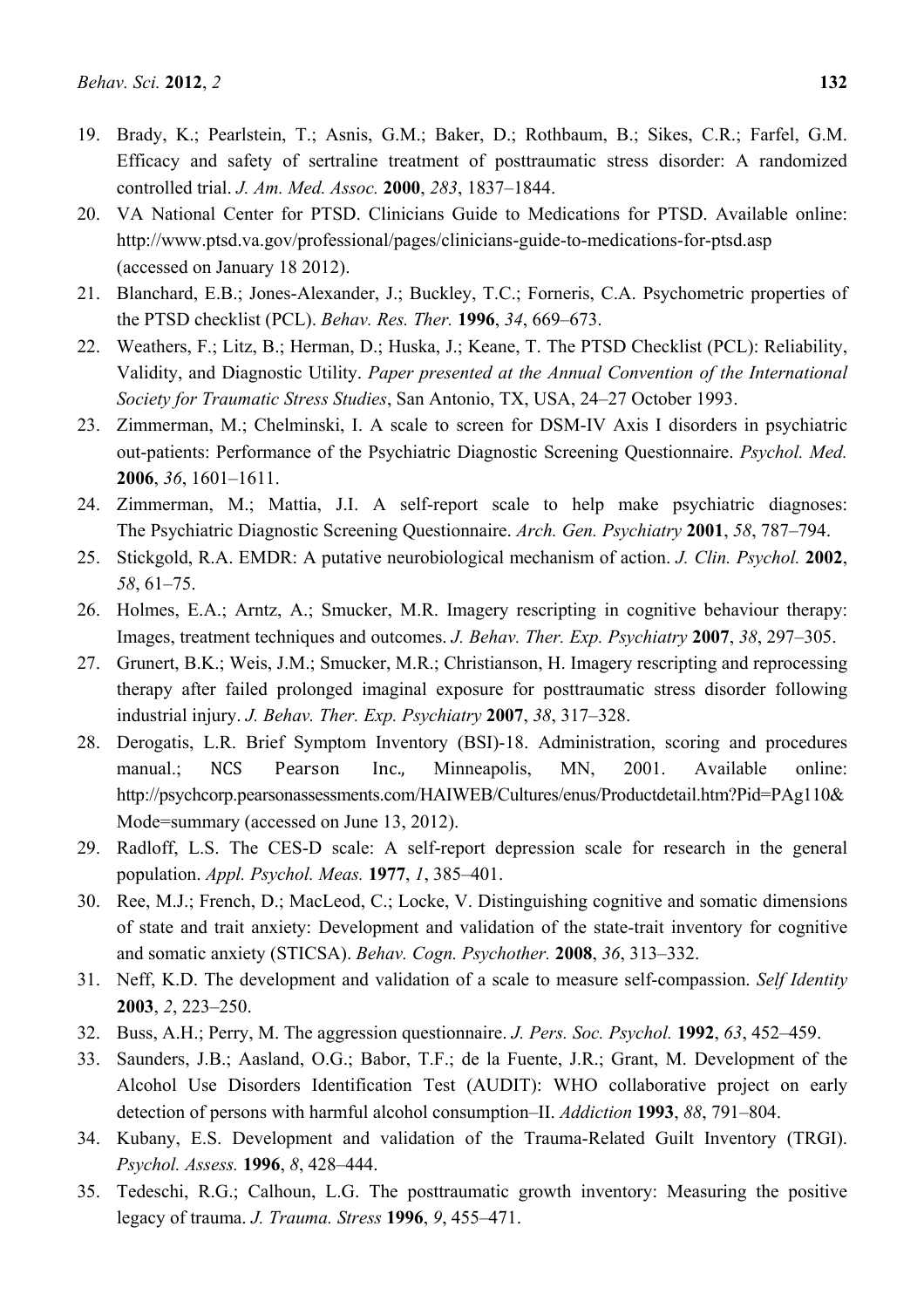19. Brady, K.; Pearlstein, T.; Asnis, G.M.; Baker, D.; Rothbaum, B.; Sikes, C.R.; Farfel, G.M. Efficacy and safety of sertraline treatment of posttraumatic stress disorder: A randomized controlled trial. *J. Am. Med. Assoc.* **2000**, *283*, 1837–1844.
20. VA National Center for PTSD. Clinicians Guide to Medications for PTSD. Available online: http://www.ptsd.va.gov/professional/pages/clinicians-guide-to-medications-for-ptsd.asp (accessed on January 18 2012).
21. Blanchard, E.B.; Jones-Alexander, J.; Buckley, T.C.; Forneris, C.A. Psychometric properties of the PTSD checklist (PCL). *Behav. Res. Ther.* **1996**, *34*, 669–673.
22. Weathers, F.; Litz, B.; Herman, D.; Huska, J.; Keane, T. The PTSD Checklist (PCL): Reliability, Validity, and Diagnostic Utility. *Paper presented at the Annual Convention of the International Society for Traumatic Stress Studies*, San Antonio, TX, USA, 24–27 October 1993.
23. Zimmerman, M.; Chelminski, I. A scale to screen for DSM-IV Axis I disorders in psychiatric out-patients: Performance of the Psychiatric Diagnostic Screening Questionnaire. *Psychol. Med.* **2006**, *36*, 1601–1611.
24. Zimmerman, M.; Mattia, J.I. A self-report scale to help make psychiatric diagnoses: The Psychiatric Diagnostic Screening Questionnaire. *Arch. Gen. Psychiatry* **2001**, *58*, 787–794.
25. Stickgold, R.A. EMDR: A putative neurobiological mechanism of action. *J. Clin. Psychol.* **2002**, *58*, 61–75.
26. Holmes, E.A.; Arntz, A.; Smucker, M.R. Imagery rescripting in cognitive behaviour therapy: Images, treatment techniques and outcomes. *J. Behav. Ther. Exp. Psychiatry* **2007**, *38*, 297–305.
27. Grunert, B.K.; Weis, J.M.; Smucker, M.R.; Christianson, H. Imagery rescripting and reprocessing therapy after failed prolonged imaginal exposure for posttraumatic stress disorder following industrial injury. *J. Behav. Ther. Exp. Psychiatry* **2007**, *38*, 317–328.
28. Derogatis, L.R. Brief Symptom Inventory (BSI)-18. Administration, scoring and procedures manual.; NCS Pearson Inc., Minneapolis, MN, 2001. Available online: http://psychcorp.pearsonassessments.com/HAIWEB/Cultures/enus/Productdetail.htm?Pid=PAg110&Mode=summary (accessed on June 13, 2012).
29. Radloff, L.S. The CES-D scale: A self-report depression scale for research in the general population. *Appl. Psychol. Meas.* **1977**, *1*, 385–401.
30. Ree, M.J.; French, D.; MacLeod, C.; Locke, V. Distinguishing cognitive and somatic dimensions of state and trait anxiety: Development and validation of the state-trait inventory for cognitive and somatic anxiety (STICSA). *Behav. Cogn. Psychother.* **2008**, *36*, 313–332.
31. Neff, K.D. The development and validation of a scale to measure self-compassion. *Self Identity* **2003**, *2*, 223–250.
32. Buss, A.H.; Perry, M. The aggression questionnaire. *J. Pers. Soc. Psychol.* **1992**, *63*, 452–459.
33. Saunders, J.B.; Aasland, O.G.; Babor, T.F.; de la Fuente, J.R.; Grant, M. Development of the Alcohol Use Disorders Identification Test (AUDIT): WHO collaborative project on early detection of persons with harmful alcohol consumption–II. *Addiction* **1993**, *88*, 791–804.
34. Kubany, E.S. Development and validation of the Trauma-Related Guilt Inventory (TRGI). *Psychol. Assess.* **1996**, *8*, 428–444.
35. Tedeschi, R.G.; Calhoun, L.G. The posttraumatic growth inventory: Measuring the positive legacy of trauma. *J. Trauma. Stress* **1996**, *9*, 455–471.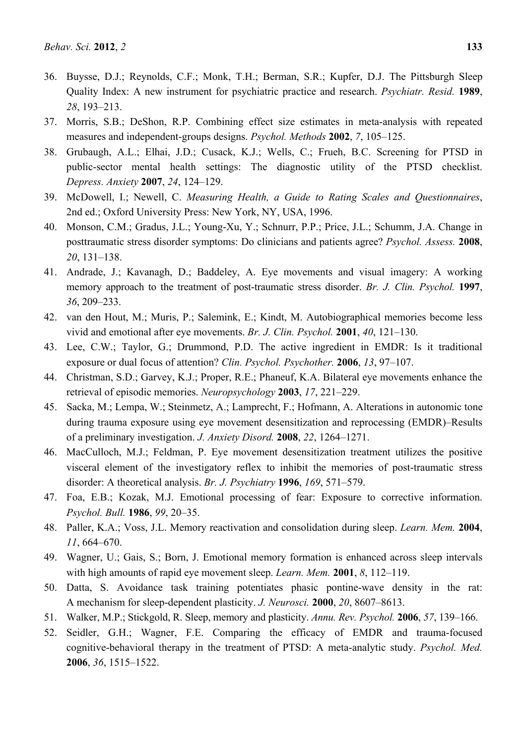36. Buysse, D.J.; Reynolds, C.F.; Monk, T.H.; Berman, S.R.; Kupfer, D.J. The Pittsburgh Sleep Quality Index: A new instrument for psychiatric practice and research. *Psychiatr. Resid.* **1989**, *28*, 193–213.
37. Morris, S.B.; DeShon, R.P. Combining effect size estimates in meta-analysis with repeated measures and independent-groups designs. *Psychol. Methods* **2002**, *7*, 105–125.
38. Grubaugh, A.L.; Elhai, J.D.; Cusack, K.J.; Wells, C.; Frueh, B.C. Screening for PTSD in public-sector mental health settings: The diagnostic utility of the PTSD checklist. *Depress. Anxiety* **2007**, *24*, 124–129.
39. McDowell, I.; Newell, C. *Measuring Health, a Guide to Rating Scales and Questionnaires*, 2nd ed.; Oxford University Press: New York, NY, USA, 1996.
40. Monson, C.M.; Gradus, J.L.; Young-Xu, Y.; Schnurr, P.P.; Price, J.L.; Schumm, J.A. Change in posttraumatic stress disorder symptoms: Do clinicians and patients agree? *Psychol. Assess.* **2008**, *20*, 131–138.
41. Andrade, J.; Kavanagh, D.; Baddeley, A. Eye movements and visual imagery: A working memory approach to the treatment of post-traumatic stress disorder. *Br. J. Clin. Psychol.* **1997**, *36*, 209–233.
42. van den Hout, M.; Muris, P.; Salemink, E.; Kindt, M. Autobiographical memories become less vivid and emotional after eye movements. *Br. J. Clin. Psychol.* **2001**, *40*, 121–130.
43. Lee, C.W.; Taylor, G.; Drummond, P.D. The active ingredient in EMDR: Is it traditional exposure or dual focus of attention? *Clin. Psychol. Psychother.* **2006**, *13*, 97–107.
44. Christman, S.D.; Garvey, K.J.; Proper, R.E.; Phaneuf, K.A. Bilateral eye movements enhance the retrieval of episodic memories. *Neuropsychology* **2003**, *17*, 221–229.
45. Sacka, M.; Lempa, W.; Steinmetz, A.; Lamprecht, F.; Hofmann, A. Alterations in autonomic tone during trauma exposure using eye movement desensitization and reprocessing (EMDR)–Results of a preliminary investigation. *J. Anxiety Disord.* **2008**, *22*, 1264–1271.
46. MacCulloch, M.J.; Feldman, P. Eye movement desensitization treatment utilizes the positive visceral element of the investigatory reflex to inhibit the memories of post-traumatic stress disorder: A theoretical analysis. *Br. J. Psychiatry* **1996**, *169*, 571–579.
47. Foa, E.B.; Kozak, M.J. Emotional processing of fear: Exposure to corrective information. *Psychol. Bull.* **1986**, *99*, 20–35.
48. Paller, K.A.; Voss, J.L. Memory reactivation and consolidation during sleep. *Learn. Mem.* **2004**, *11*, 664–670.
49. Wagner, U.; Gais, S.; Born, J. Emotional memory formation is enhanced across sleep intervals with high amounts of rapid eye movement sleep. *Learn. Mem.* **2001**, *8*, 112–119.
50. Datta, S. Avoidance task training potentiates phasic pontine-wave density in the rat: A mechanism for sleep-dependent plasticity. *J. Neurosci.* **2000**, *20*, 8607–8613.
51. Walker, M.P.; Stickgold, R. Sleep, memory and plasticity. *Annu. Rev. Psychol.* **2006**, *57*, 139–166.
52. Seidler, G.H.; Wagner, F.E. Comparing the efficacy of EMDR and trauma-focused cognitive-behavioral therapy in the treatment of PTSD: A meta-analytic study. *Psychol. Med.* **2006**, *36*, 1515–1522.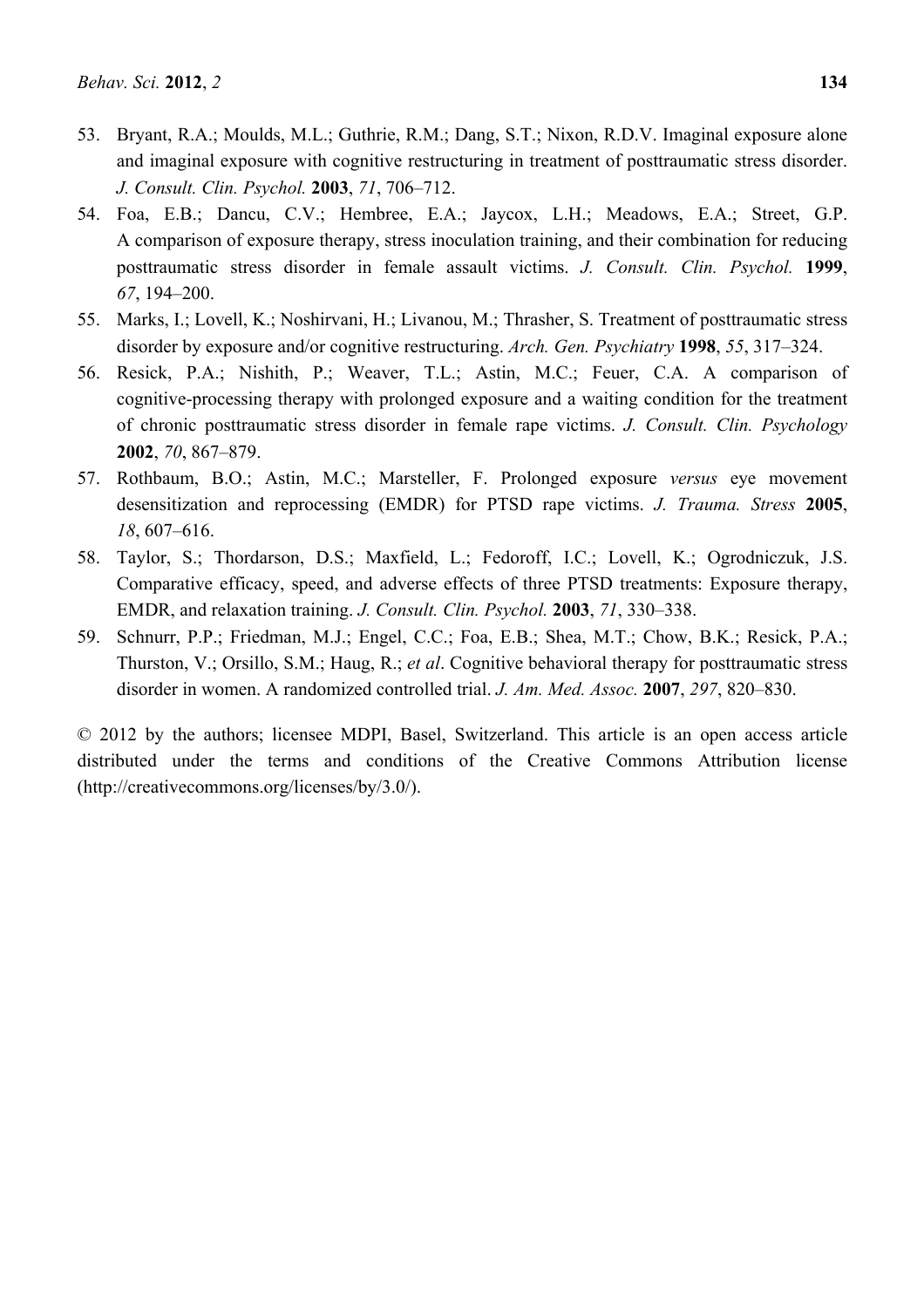53. Bryant, R.A.; Moulds, M.L.; Guthrie, R.M.; Dang, S.T.; Nixon, R.D.V. Imaginal exposure alone and imaginal exposure with cognitive restructuring in treatment of posttraumatic stress disorder. *J. Consult. Clin. Psychol.* **2003**, *71*, 706–712.
54. Foa, E.B.; Dancu, C.V.; Hembree, E.A.; Jaycox, L.H.; Meadows, E.A.; Street, G.P. A comparison of exposure therapy, stress inoculation training, and their combination for reducing posttraumatic stress disorder in female assault victims. *J. Consult. Clin. Psychol.* **1999**, *67*, 194–200.
55. Marks, I.; Lovell, K.; Noshirvani, H.; Livanou, M.; Thrasher, S. Treatment of posttraumatic stress disorder by exposure and/or cognitive restructuring. *Arch. Gen. Psychiatry* **1998**, *55*, 317–324.
56. Resick, P.A.; Nishith, P.; Weaver, T.L.; Astin, M.C.; Feuer, C.A. A comparison of cognitive-processing therapy with prolonged exposure and a waiting condition for the treatment of chronic posttraumatic stress disorder in female rape victims. *J. Consult. Clin. Psychology* **2002**, *70*, 867–879.
57. Rothbaum, B.O.; Astin, M.C.; Marsteller, F. Prolonged exposure *versus* eye movement desensitization and reprocessing (EMDR) for PTSD rape victims. *J. Trauma. Stress* **2005**, *18*, 607–616.
58. Taylor, S.; Thordarson, D.S.; Maxfield, L.; Fedoroff, I.C.; Lovell, K.; Ogrodniczuk, J.S. Comparative efficacy, speed, and adverse effects of three PTSD treatments: Exposure therapy, EMDR, and relaxation training. *J. Consult. Clin. Psychol.* **2003**, *71*, 330–338.
59. Schnurr, P.P.; Friedman, M.J.; Engel, C.C.; Foa, E.B.; Shea, M.T.; Chow, B.K.; Resick, P.A.; Thurston, V.; Orsillo, S.M.; Haug, R.; *et al*. Cognitive behavioral therapy for posttraumatic stress disorder in women. A randomized controlled trial. *J. Am. Med. Assoc.* **2007**, *297*, 820–830.

© 2012 by the authors; licensee MDPI, Basel, Switzerland. This article is an open access article distributed under the terms and conditions of the Creative Commons Attribution license (http://creativecommons.org/licenses/by/3.0/).